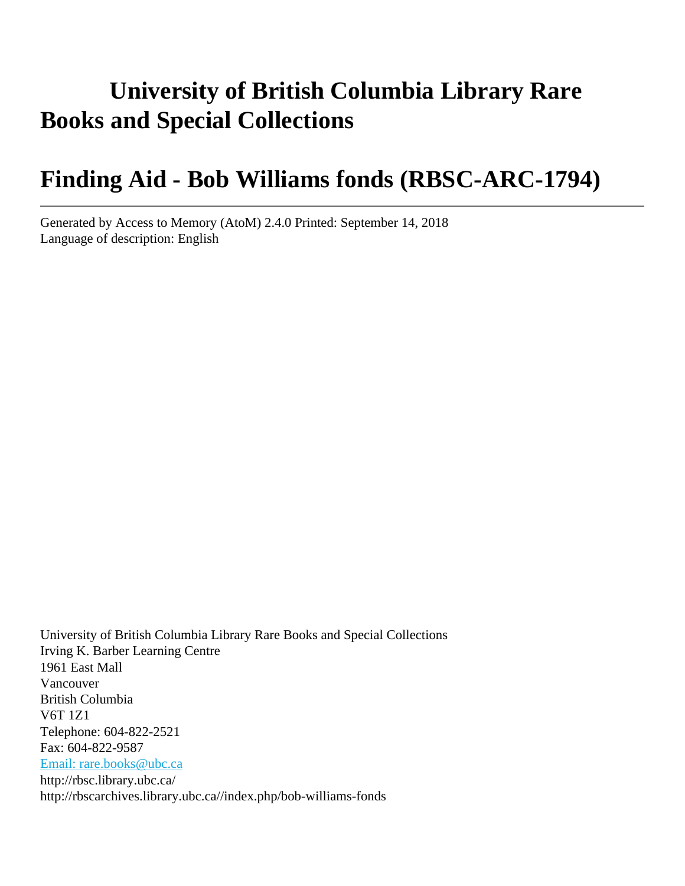# University of British Columbia Library Rare Books and Special Collections

# Finding Aid - Bob Williams fonds (RBSC-ARC-1794)

---

Generated by Access to Memory (AtoM) 2.4.0 Printed: September 14, 2018
Language of description: English

University of British Columbia Library Rare Books and Special Collections
Irving K. Barber Learning Centre
1961 East Mall
Vancouver
British Columbia
V6T 1Z1
Telephone: 604-822-2521
Fax: 604-822-9587
Email: rare.books@ubc.ca
http://rbsc.library.ubc.ca/
http://rbscarchives.library.ubc.ca//index.php/bob-williams-fonds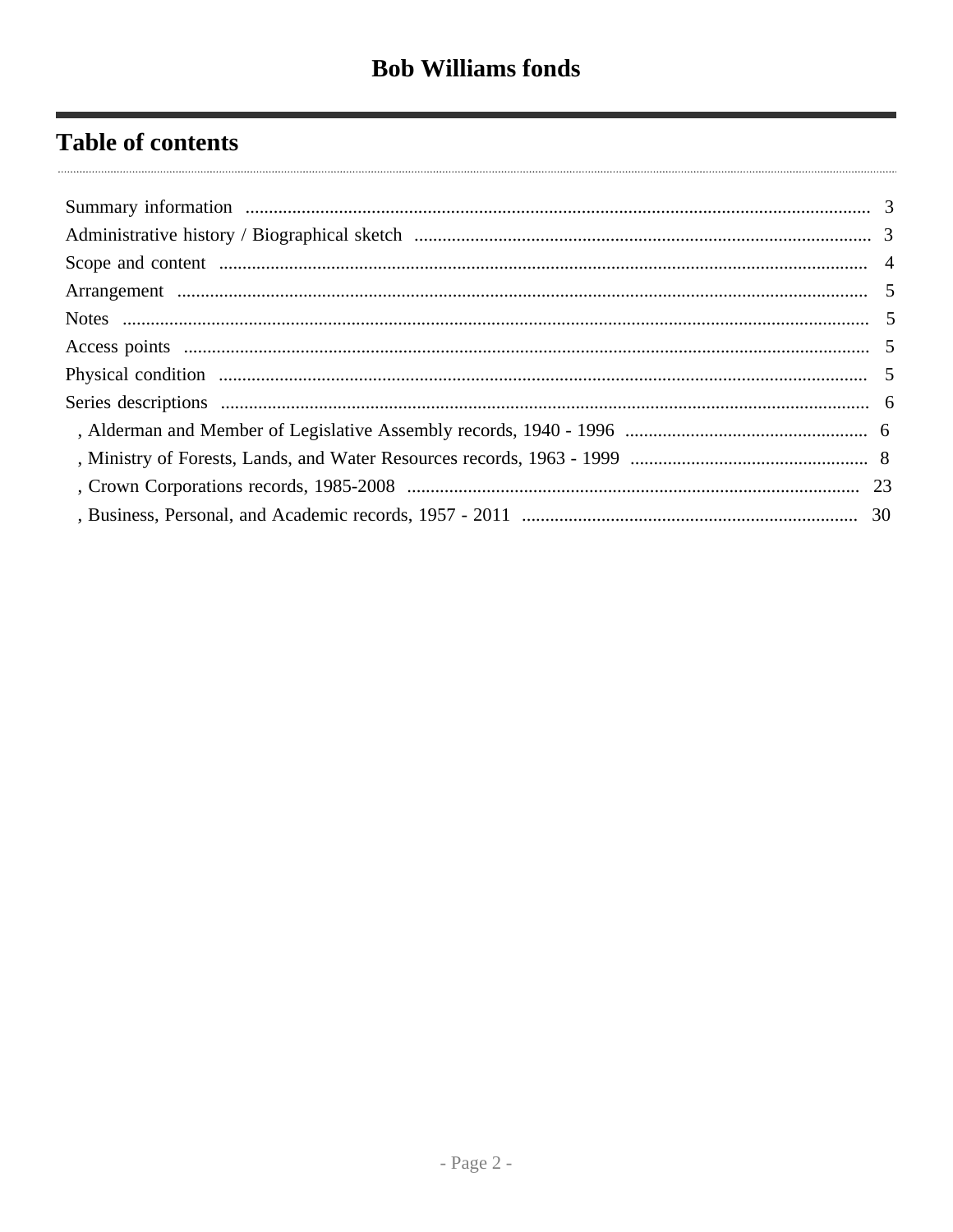# Bob Williams fonds

## Table of contents

- Summary information ..... 3
- Administrative history / Biographical sketch ..... 3
- Scope and content ..... 4
- Arrangement ..... 5
- Notes ..... 5
- Access points ..... 5
- Physical condition ..... 5
- Series descriptions ..... 6
  - , Alderman and Member of Legislative Assembly records, 1940 - 1996 ..... 6
  - , Ministry of Forests, Lands, and Water Resources records, 1963 - 1999 ..... 8
  - , Crown Corporations records, 1985-2008 ..... 23
  - , Business, Personal, and Academic records, 1957 - 2011 ..... 30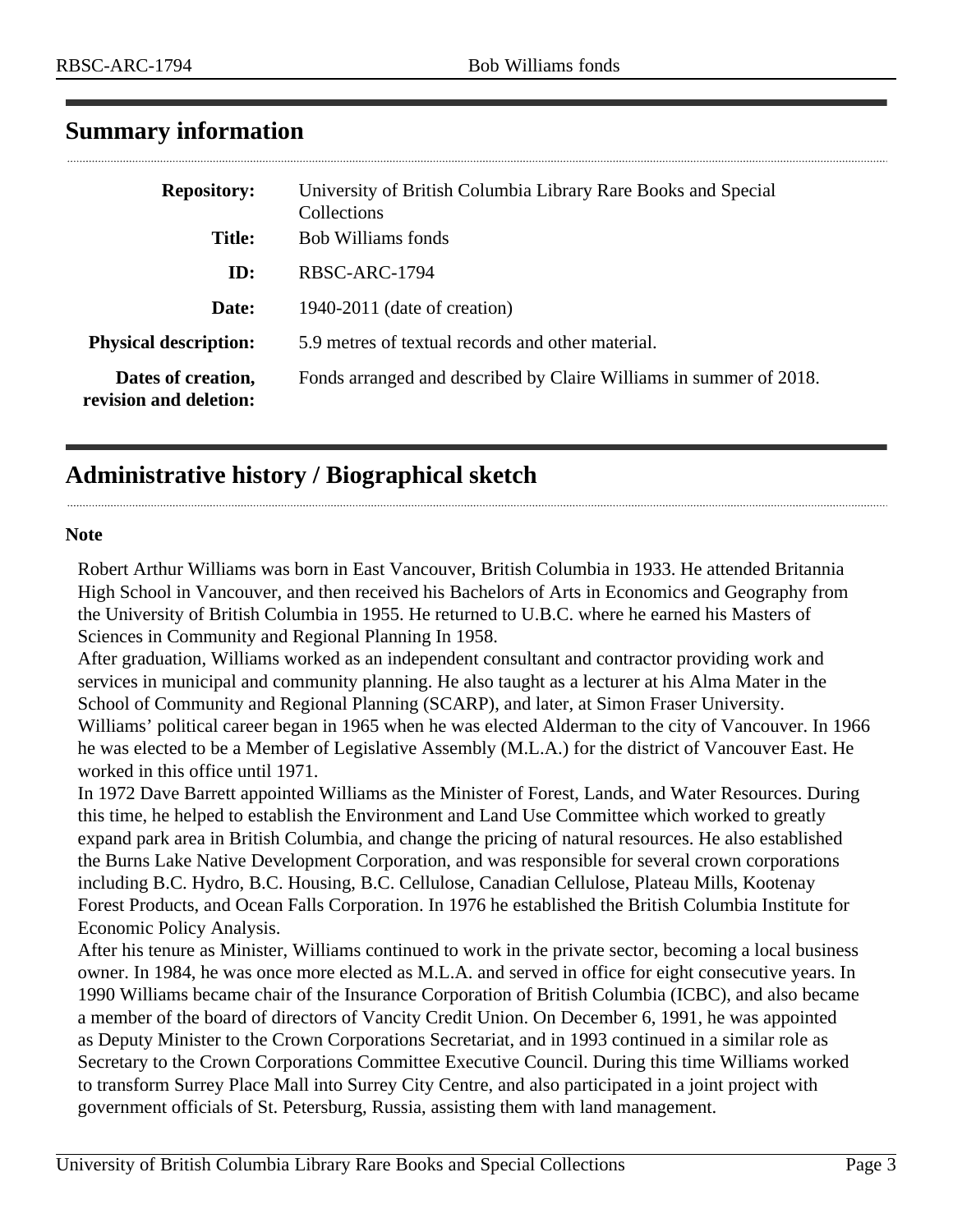## Summary information

| | |
|---|---|
| **Repository:** | University of British Columbia Library Rare Books and Special Collections |
| **Title:** | Bob Williams fonds |
| **ID:** | RBSC-ARC-1794 |
| **Date:** | 1940-2011 (date of creation) |
| **Physical description:** | 5.9 metres of textual records and other material. |
| **Dates of creation, revision and deletion:** | Fonds arranged and described by Claire Williams in summer of 2018. |

## Administrative history / Biographical sketch

**Note**

Robert Arthur Williams was born in East Vancouver, British Columbia in 1933. He attended Britannia High School in Vancouver, and then received his Bachelors of Arts in Economics and Geography from the University of British Columbia in 1955. He returned to U.B.C. where he earned his Masters of Sciences in Community and Regional Planning In 1958.

After graduation, Williams worked as an independent consultant and contractor providing work and services in municipal and community planning. He also taught as a lecturer at his Alma Mater in the School of Community and Regional Planning (SCARP), and later, at Simon Fraser University.

Williams' political career began in 1965 when he was elected Alderman to the city of Vancouver. In 1966 he was elected to be a Member of Legislative Assembly (M.L.A.) for the district of Vancouver East. He worked in this office until 1971.

In 1972 Dave Barrett appointed Williams as the Minister of Forest, Lands, and Water Resources. During this time, he helped to establish the Environment and Land Use Committee which worked to greatly expand park area in British Columbia, and change the pricing of natural resources. He also established the Burns Lake Native Development Corporation, and was responsible for several crown corporations including B.C. Hydro, B.C. Housing, B.C. Cellulose, Canadian Cellulose, Plateau Mills, Kootenay Forest Products, and Ocean Falls Corporation. In 1976 he established the British Columbia Institute for Economic Policy Analysis.

After his tenure as Minister, Williams continued to work in the private sector, becoming a local business owner. In 1984, he was once more elected as M.L.A. and served in office for eight consecutive years. In 1990 Williams became chair of the Insurance Corporation of British Columbia (ICBC), and also became a member of the board of directors of Vancity Credit Union. On December 6, 1991, he was appointed as Deputy Minister to the Crown Corporations Secretariat, and in 1993 continued in a similar role as Secretary to the Crown Corporations Committee Executive Council. During this time Williams worked to transform Surrey Place Mall into Surrey City Centre, and also participated in a joint project with government officials of St. Petersburg, Russia, assisting them with land management.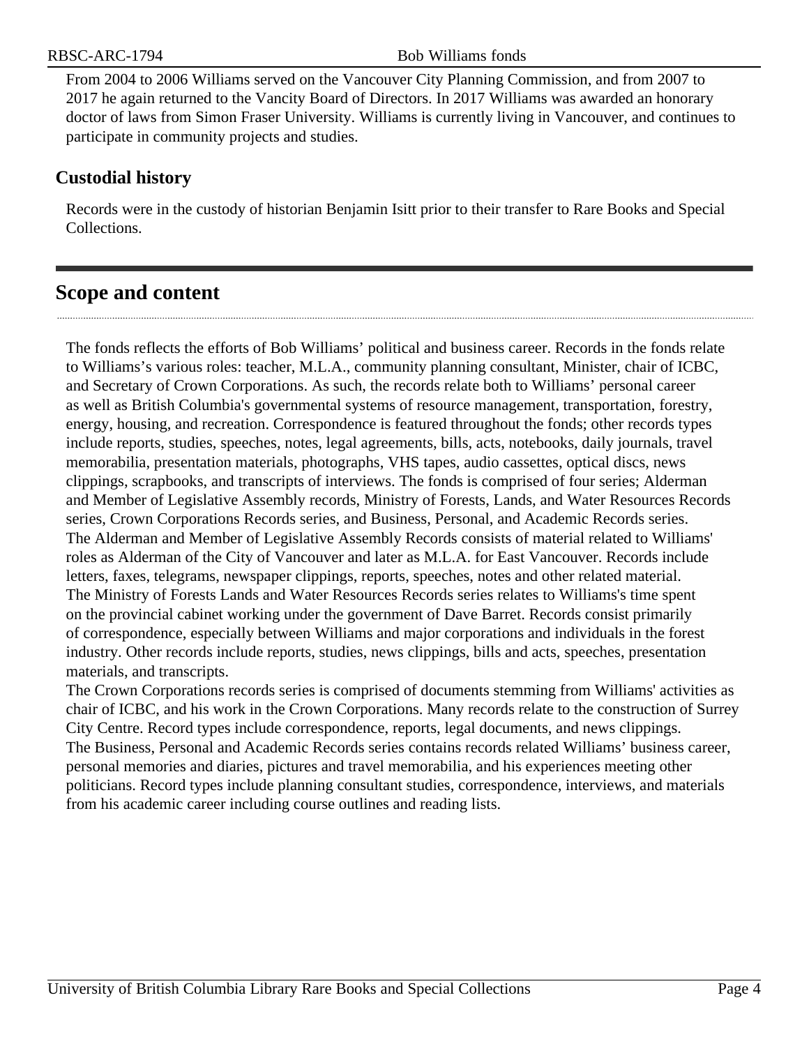From 2004 to 2006 Williams served on the Vancouver City Planning Commission, and from 2007 to 2017 he again returned to the Vancity Board of Directors. In 2017 Williams was awarded an honorary doctor of laws from Simon Fraser University. Williams is currently living in Vancouver, and continues to participate in community projects and studies.

### Custodial history

Records were in the custody of historian Benjamin Isitt prior to their transfer to Rare Books and Special Collections.

## Scope and content

The fonds reflects the efforts of Bob Williams' political and business career. Records in the fonds relate to Williams's various roles: teacher, M.L.A., community planning consultant, Minister, chair of ICBC, and Secretary of Crown Corporations. As such, the records relate both to Williams' personal career as well as British Columbia's governmental systems of resource management, transportation, forestry, energy, housing, and recreation. Correspondence is featured throughout the fonds; other records types include reports, studies, speeches, notes, legal agreements, bills, acts, notebooks, daily journals, travel memorabilia, presentation materials, photographs, VHS tapes, audio cassettes, optical discs, news clippings, scrapbooks, and transcripts of interviews. The fonds is comprised of four series; Alderman and Member of Legislative Assembly records, Ministry of Forests, Lands, and Water Resources Records series, Crown Corporations Records series, and Business, Personal, and Academic Records series.
The Alderman and Member of Legislative Assembly Records consists of material related to Williams' roles as Alderman of the City of Vancouver and later as M.L.A. for East Vancouver. Records include letters, faxes, telegrams, newspaper clippings, reports, speeches, notes and other related material.
The Ministry of Forests Lands and Water Resources Records series relates to Williams's time spent on the provincial cabinet working under the government of Dave Barret. Records consist primarily of correspondence, especially between Williams and major corporations and individuals in the forest industry. Other records include reports, studies, news clippings, bills and acts, speeches, presentation materials, and transcripts.
The Crown Corporations records series is comprised of documents stemming from Williams' activities as chair of ICBC, and his work in the Crown Corporations. Many records relate to the construction of Surrey City Centre. Record types include correspondence, reports, legal documents, and news clippings.
The Business, Personal and Academic Records series contains records related Williams' business career, personal memories and diaries, pictures and travel memorabilia, and his experiences meeting other politicians. Record types include planning consultant studies, correspondence, interviews, and materials from his academic career including course outlines and reading lists.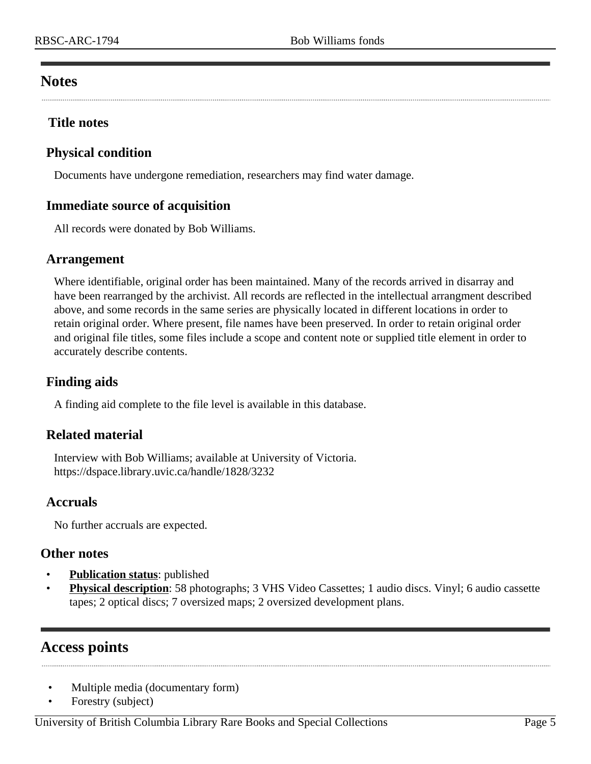## Notes

### Title notes

### Physical condition

Documents have undergone remediation, researchers may find water damage.

### Immediate source of acquisition

All records were donated by Bob Williams.

### Arrangement

Where identifiable, original order has been maintained. Many of the records arrived in disarray and have been rearranged by the archivist. All records are reflected in the intellectual arrangment described above, and some records in the same series are physically located in different locations in order to retain original order. Where present, file names have been preserved. In order to retain original order and original file titles, some files include a scope and content note or supplied title element in order to accurately describe contents.

### Finding aids

A finding aid complete to the file level is available in this database.

### Related material

Interview with Bob Williams; available at University of Victoria.
https://dspace.library.uvic.ca/handle/1828/3232

### Accruals

No further accruals are expected.

### Other notes

- **Publication status**: published
- **Physical description**: 58 photographs; 3 VHS Video Cassettes; 1 audio discs. Vinyl; 6 audio cassette tapes; 2 optical discs; 7 oversized maps; 2 oversized development plans.

## Access points

- Multiple media (documentary form)
- Forestry (subject)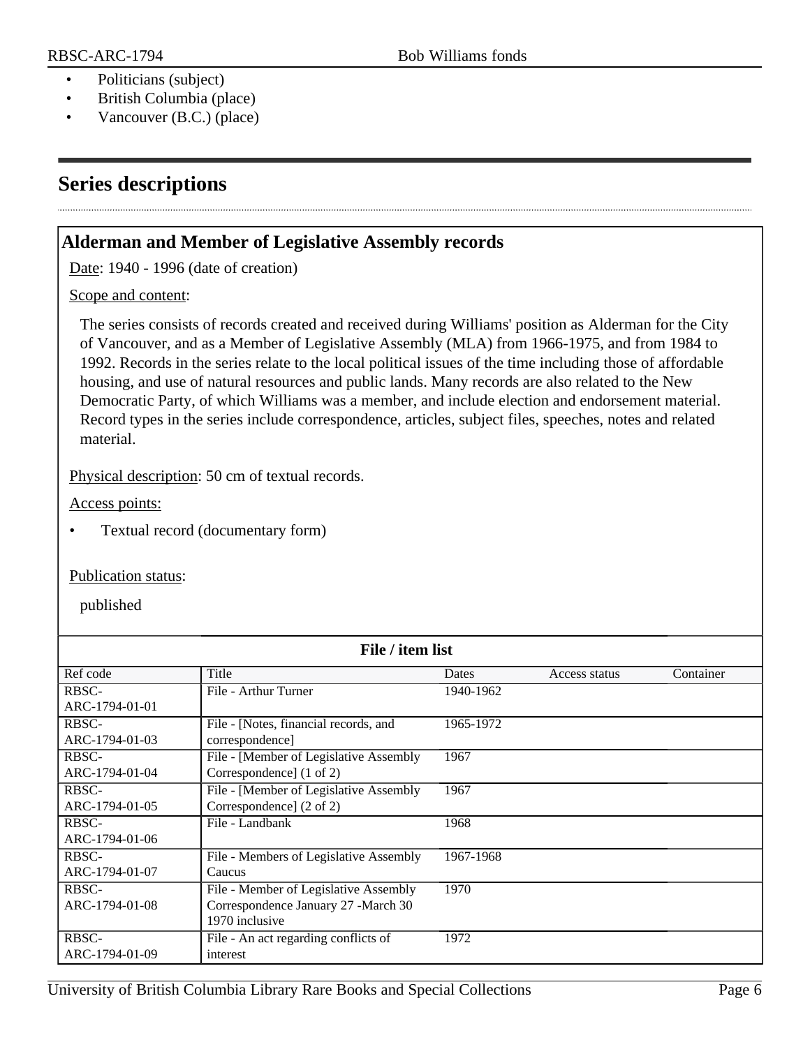- Politicians (subject)
- British Columbia (place)
- Vancouver (B.C.) (place)

## Series descriptions

### Alderman and Member of Legislative Assembly records

Date: 1940 - 1996 (date of creation)

Scope and content:

The series consists of records created and received during Williams' position as Alderman for the City of Vancouver, and as a Member of Legislative Assembly (MLA) from 1966-1975, and from 1984 to 1992. Records in the series relate to the local political issues of the time including those of affordable housing, and use of natural resources and public lands. Many records are also related to the New Democratic Party, of which Williams was a member, and include election and endorsement material. Record types in the series include correspondence, articles, subject files, speeches, notes and related material.

Physical description: 50 cm of textual records.

Access points:

- Textual record (documentary form)

Publication status:

published

**File / item list**

| Ref code | Title | Dates | Access status | Container |
|---|---|---|---|---|
| RBSC-ARC-1794-01-01 | File - Arthur Turner | 1940-1962 | | |
| RBSC-ARC-1794-01-03 | File - [Notes, financial records, and correspondence] | 1965-1972 | | |
| RBSC-ARC-1794-01-04 | File - [Member of Legislative Assembly Correspondence] (1 of 2) | 1967 | | |
| RBSC-ARC-1794-01-05 | File - [Member of Legislative Assembly Correspondence] (2 of 2) | 1967 | | |
| RBSC-ARC-1794-01-06 | File - Landbank | 1968 | | |
| RBSC-ARC-1794-01-07 | File - Members of Legislative Assembly Caucus | 1967-1968 | | |
| RBSC-ARC-1794-01-08 | File - Member of Legislative Assembly Correspondence January 27 -March 30 1970 inclusive | 1970 | | |
| RBSC-ARC-1794-01-09 | File - An act regarding conflicts of interest | 1972 | | |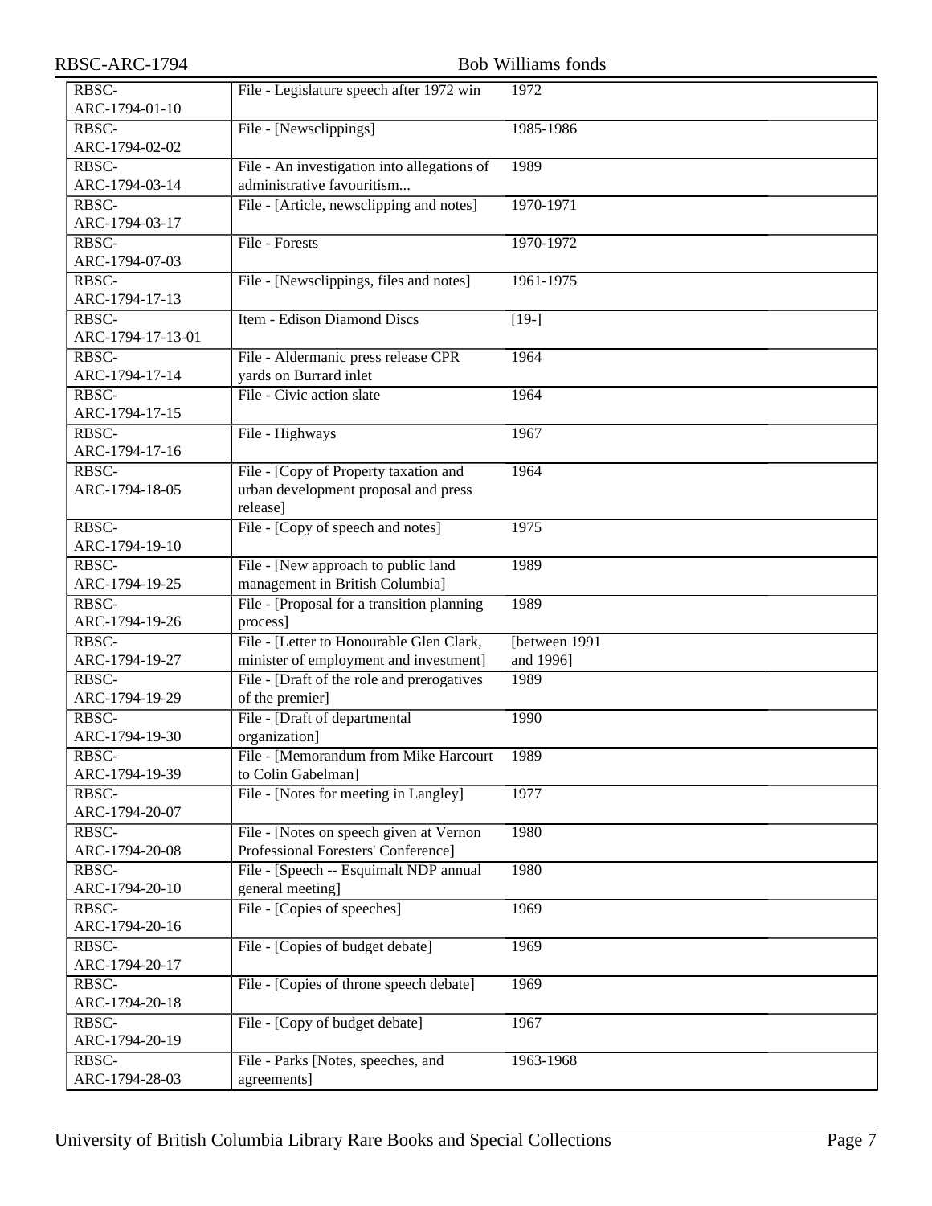| | | |
|---|---|---|
| RBSC-ARC-1794-01-10 | File - Legislature speech after 1972 win | 1972 |
| RBSC-ARC-1794-02-02 | File - [Newsclippings] | 1985-1986 |
| RBSC-ARC-1794-03-14 | File - An investigation into allegations of administrative favouritism... | 1989 |
| RBSC-ARC-1794-03-17 | File - [Article, newsclipping and notes] | 1970-1971 |
| RBSC-ARC-1794-07-03 | File - Forests | 1970-1972 |
| RBSC-ARC-1794-17-13 | File - [Newsclippings, files and notes] | 1961-1975 |
| RBSC-ARC-1794-17-13-01 | Item - Edison Diamond Discs | [19-] |
| RBSC-ARC-1794-17-14 | File - Aldermanic press release CPR yards on Burrard inlet | 1964 |
| RBSC-ARC-1794-17-15 | File - Civic action slate | 1964 |
| RBSC-ARC-1794-17-16 | File - Highways | 1967 |
| RBSC-ARC-1794-18-05 | File - [Copy of Property taxation and urban development proposal and press release] | 1964 |
| RBSC-ARC-1794-19-10 | File - [Copy of speech and notes] | 1975 |
| RBSC-ARC-1794-19-25 | File - [New approach to public land management in British Columbia] | 1989 |
| RBSC-ARC-1794-19-26 | File - [Proposal for a transition planning process] | 1989 |
| RBSC-ARC-1794-19-27 | File - [Letter to Honourable Glen Clark, minister of employment and investment] | [between 1991 and 1996] |
| RBSC-ARC-1794-19-29 | File - [Draft of the role and prerogatives of the premier] | 1989 |
| RBSC-ARC-1794-19-30 | File - [Draft of departmental organization] | 1990 |
| RBSC-ARC-1794-19-39 | File - [Memorandum from Mike Harcourt to Colin Gabelman] | 1989 |
| RBSC-ARC-1794-20-07 | File - [Notes for meeting in Langley] | 1977 |
| RBSC-ARC-1794-20-08 | File - [Notes on speech given at Vernon Professional Foresters' Conference] | 1980 |
| RBSC-ARC-1794-20-10 | File - [Speech -- Esquimalt NDP annual general meeting] | 1980 |
| RBSC-ARC-1794-20-16 | File - [Copies of speeches] | 1969 |
| RBSC-ARC-1794-20-17 | File - [Copies of budget debate] | 1969 |
| RBSC-ARC-1794-20-18 | File - [Copies of throne speech debate] | 1969 |
| RBSC-ARC-1794-20-19 | File - [Copy of budget debate] | 1967 |
| RBSC-ARC-1794-28-03 | File - Parks [Notes, speeches, and agreements] | 1963-1968 |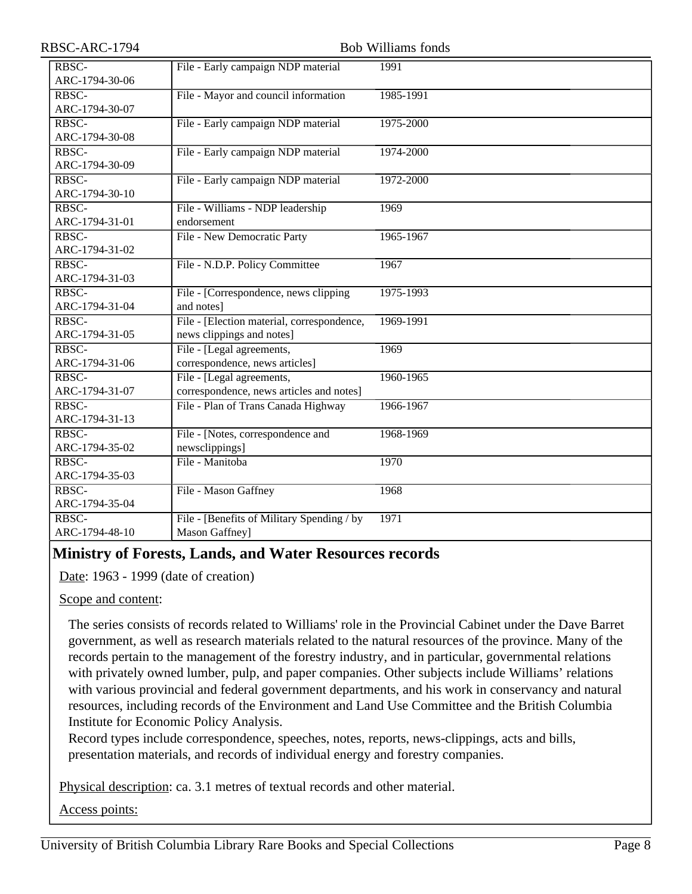| | | |
|---|---|---|
| RBSC-ARC-1794-30-06 | File - Early campaign NDP material | 1991 |
| RBSC-ARC-1794-30-07 | File - Mayor and council information | 1985-1991 |
| RBSC-ARC-1794-30-08 | File - Early campaign NDP material | 1975-2000 |
| RBSC-ARC-1794-30-09 | File - Early campaign NDP material | 1974-2000 |
| RBSC-ARC-1794-30-10 | File - Early campaign NDP material | 1972-2000 |
| RBSC-ARC-1794-31-01 | File - Williams - NDP leadership endorsement | 1969 |
| RBSC-ARC-1794-31-02 | File - New Democratic Party | 1965-1967 |
| RBSC-ARC-1794-31-03 | File - N.D.P. Policy Committee | 1967 |
| RBSC-ARC-1794-31-04 | File - [Correspondence, news clipping and notes] | 1975-1993 |
| RBSC-ARC-1794-31-05 | File - [Election material, correspondence, news clippings and notes] | 1969-1991 |
| RBSC-ARC-1794-31-06 | File - [Legal agreements, correspondence, news articles] | 1969 |
| RBSC-ARC-1794-31-07 | File - [Legal agreements, correspondence, news articles and notes] | 1960-1965 |
| RBSC-ARC-1794-31-13 | File - Plan of Trans Canada Highway | 1966-1967 |
| RBSC-ARC-1794-35-02 | File - [Notes, correspondence and newsclippings] | 1968-1969 |
| RBSC-ARC-1794-35-03 | File - Manitoba | 1970 |
| RBSC-ARC-1794-35-04 | File - Mason Gaffney | 1968 |
| RBSC-ARC-1794-48-10 | File - [Benefits of Military Spending / by Mason Gaffney] | 1971 |

## Ministry of Forests, Lands, and Water Resources records

Date: 1963 - 1999 (date of creation)

Scope and content:

The series consists of records related to Williams' role in the Provincial Cabinet under the Dave Barret government, as well as research materials related to the natural resources of the province. Many of the records pertain to the management of the forestry industry, and in particular, governmental relations with privately owned lumber, pulp, and paper companies. Other subjects include Williams' relations with various provincial and federal government departments, and his work in conservancy and natural resources, including records of the Environment and Land Use Committee and the British Columbia Institute for Economic Policy Analysis.
Record types include correspondence, speeches, notes, reports, news-clippings, acts and bills, presentation materials, and records of individual energy and forestry companies.

Physical description: ca. 3.1 metres of textual records and other material.

Access points: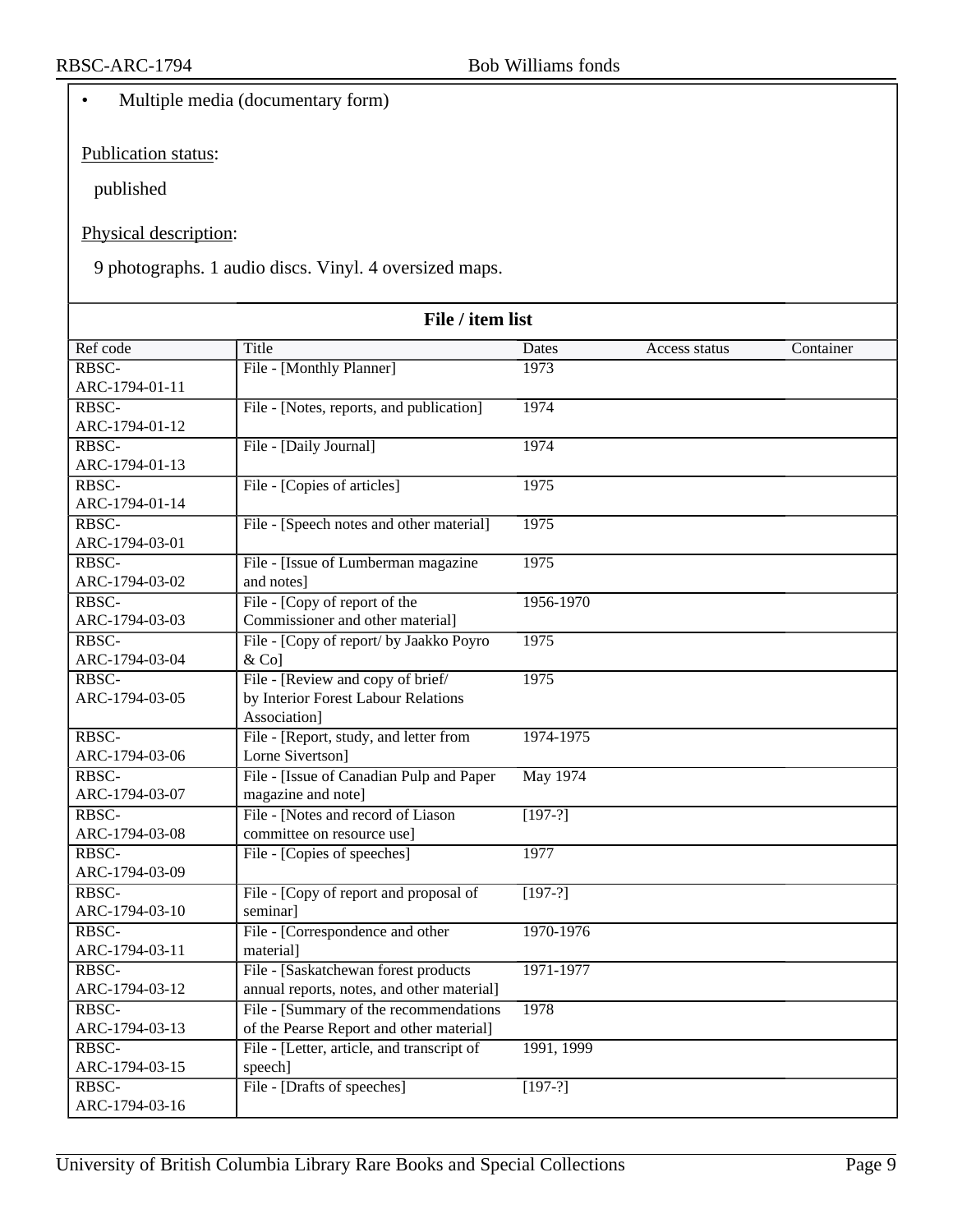- Multiple media (documentary form)

Publication status:

published

Physical description:

9 photographs. 1 audio discs. Vinyl. 4 oversized maps.

**File / item list**

| Ref code | Title | Dates | Access status | Container |
|---|---|---|---|---|
| RBSC-ARC-1794-01-11 | File - [Monthly Planner] | 1973 | | |
| RBSC-ARC-1794-01-12 | File - [Notes, reports, and publication] | 1974 | | |
| RBSC-ARC-1794-01-13 | File - [Daily Journal] | 1974 | | |
| RBSC-ARC-1794-01-14 | File - [Copies of articles] | 1975 | | |
| RBSC-ARC-1794-03-01 | File - [Speech notes and other material] | 1975 | | |
| RBSC-ARC-1794-03-02 | File - [Issue of Lumberman magazine and notes] | 1975 | | |
| RBSC-ARC-1794-03-03 | File - [Copy of report of the Commissioner and other material] | 1956-1970 | | |
| RBSC-ARC-1794-03-04 | File - [Copy of report/ by Jaakko Poyro & Co] | 1975 | | |
| RBSC-ARC-1794-03-05 | File - [Review and copy of brief/ by Interior Forest Labour Relations Association] | 1975 | | |
| RBSC-ARC-1794-03-06 | File - [Report, study, and letter from Lorne Sivertson] | 1974-1975 | | |
| RBSC-ARC-1794-03-07 | File - [Issue of Canadian Pulp and Paper magazine and note] | May 1974 | | |
| RBSC-ARC-1794-03-08 | File - [Notes and record of Liason committee on resource use] | [197-?] | | |
| RBSC-ARC-1794-03-09 | File - [Copies of speeches] | 1977 | | |
| RBSC-ARC-1794-03-10 | File - [Copy of report and proposal of seminar] | [197-?] | | |
| RBSC-ARC-1794-03-11 | File - [Correspondence and other material] | 1970-1976 | | |
| RBSC-ARC-1794-03-12 | File - [Saskatchewan forest products annual reports, notes, and other material] | 1971-1977 | | |
| RBSC-ARC-1794-03-13 | File - [Summary of the recommendations of the Pearse Report and other material] | 1978 | | |
| RBSC-ARC-1794-03-15 | File - [Letter, article, and transcript of speech] | 1991, 1999 | | |
| RBSC-ARC-1794-03-16 | File - [Drafts of speeches] | [197-?] | | |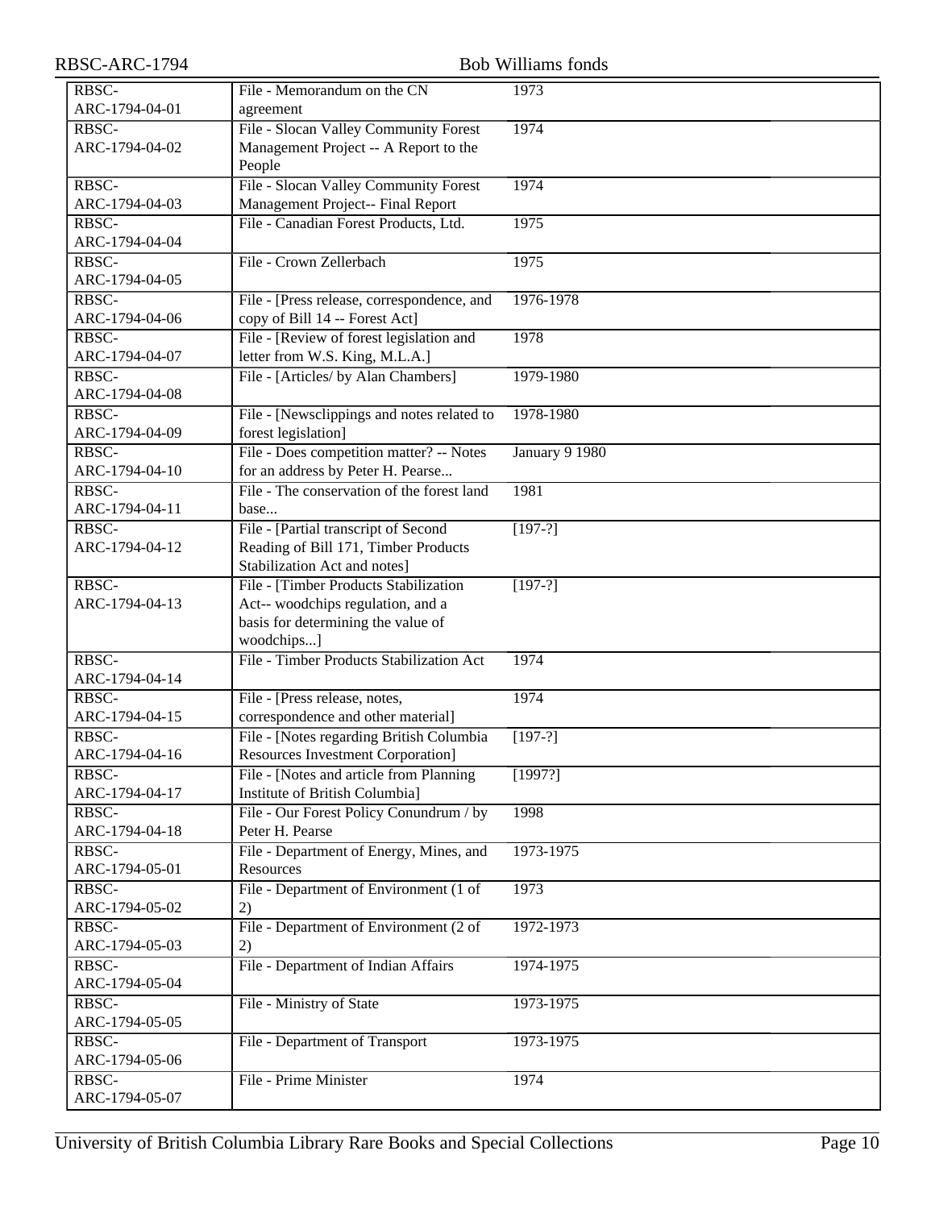| | | |
|---|---|---|
| RBSC-ARC-1794-04-01 | File - Memorandum on the CN agreement | 1973 |
| RBSC-ARC-1794-04-02 | File - Slocan Valley Community Forest Management Project -- A Report to the People | 1974 |
| RBSC-ARC-1794-04-03 | File - Slocan Valley Community Forest Management Project-- Final Report | 1974 |
| RBSC-ARC-1794-04-04 | File - Canadian Forest Products, Ltd. | 1975 |
| RBSC-ARC-1794-04-05 | File - Crown Zellerbach | 1975 |
| RBSC-ARC-1794-04-06 | File - [Press release, correspondence, and copy of Bill 14 -- Forest Act] | 1976-1978 |
| RBSC-ARC-1794-04-07 | File - [Review of forest legislation and letter from W.S. King, M.L.A.] | 1978 |
| RBSC-ARC-1794-04-08 | File - [Articles/ by Alan Chambers] | 1979-1980 |
| RBSC-ARC-1794-04-09 | File - [Newsclippings and notes related to forest legislation] | 1978-1980 |
| RBSC-ARC-1794-04-10 | File - Does competition matter? -- Notes for an address by Peter H. Pearse... | January 9 1980 |
| RBSC-ARC-1794-04-11 | File - The conservation of the forest land base... | 1981 |
| RBSC-ARC-1794-04-12 | File - [Partial transcript of Second Reading of Bill 171, Timber Products Stabilization Act and notes] | [197-?] |
| RBSC-ARC-1794-04-13 | File - [Timber Products Stabilization Act-- woodchips regulation, and a basis for determining the value of woodchips...] | [197-?] |
| RBSC-ARC-1794-04-14 | File - Timber Products Stabilization Act | 1974 |
| RBSC-ARC-1794-04-15 | File - [Press release, notes, correspondence and other material] | 1974 |
| RBSC-ARC-1794-04-16 | File - [Notes regarding British Columbia Resources Investment Corporation] | [197-?] |
| RBSC-ARC-1794-04-17 | File - [Notes and article from Planning Institute of British Columbia] | [1997?] |
| RBSC-ARC-1794-04-18 | File - Our Forest Policy Conundrum / by Peter H. Pearse | 1998 |
| RBSC-ARC-1794-05-01 | File - Department of Energy, Mines, and Resources | 1973-1975 |
| RBSC-ARC-1794-05-02 | File - Department of Environment (1 of 2) | 1973 |
| RBSC-ARC-1794-05-03 | File - Department of Environment (2 of 2) | 1972-1973 |
| RBSC-ARC-1794-05-04 | File - Department of Indian Affairs | 1974-1975 |
| RBSC-ARC-1794-05-05 | File - Ministry of State | 1973-1975 |
| RBSC-ARC-1794-05-06 | File - Department of Transport | 1973-1975 |
| RBSC-ARC-1794-05-07 | File - Prime Minister | 1974 |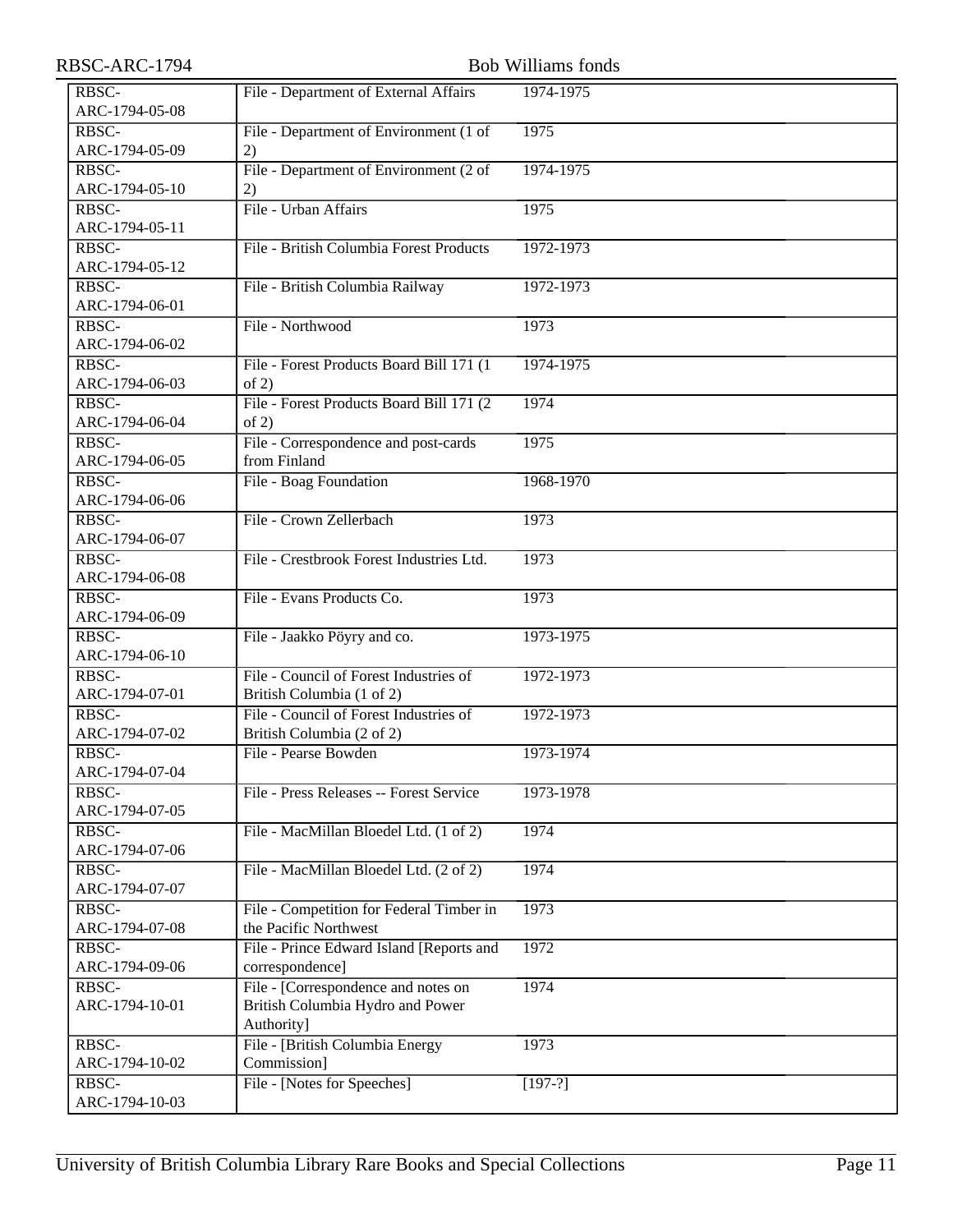| | | |
|---|---|---|
| RBSC-ARC-1794-05-08 | File - Department of External Affairs | 1974-1975 |
| RBSC-ARC-1794-05-09 | File - Department of Environment (1 of 2) | 1975 |
| RBSC-ARC-1794-05-10 | File - Department of Environment (2 of 2) | 1974-1975 |
| RBSC-ARC-1794-05-11 | File - Urban Affairs | 1975 |
| RBSC-ARC-1794-05-12 | File - British Columbia Forest Products | 1972-1973 |
| RBSC-ARC-1794-06-01 | File - British Columbia Railway | 1972-1973 |
| RBSC-ARC-1794-06-02 | File - Northwood | 1973 |
| RBSC-ARC-1794-06-03 | File - Forest Products Board Bill 171 (1 of 2) | 1974-1975 |
| RBSC-ARC-1794-06-04 | File - Forest Products Board Bill 171 (2 of 2) | 1974 |
| RBSC-ARC-1794-06-05 | File - Correspondence and post-cards from Finland | 1975 |
| RBSC-ARC-1794-06-06 | File - Boag Foundation | 1968-1970 |
| RBSC-ARC-1794-06-07 | File - Crown Zellerbach | 1973 |
| RBSC-ARC-1794-06-08 | File - Crestbrook Forest Industries Ltd. | 1973 |
| RBSC-ARC-1794-06-09 | File - Evans Products Co. | 1973 |
| RBSC-ARC-1794-06-10 | File - Jaakko Pöyry and co. | 1973-1975 |
| RBSC-ARC-1794-07-01 | File - Council of Forest Industries of British Columbia (1 of 2) | 1972-1973 |
| RBSC-ARC-1794-07-02 | File - Council of Forest Industries of British Columbia (2 of 2) | 1972-1973 |
| RBSC-ARC-1794-07-04 | File - Pearse Bowden | 1973-1974 |
| RBSC-ARC-1794-07-05 | File - Press Releases -- Forest Service | 1973-1978 |
| RBSC-ARC-1794-07-06 | File - MacMillan Bloedel Ltd. (1 of 2) | 1974 |
| RBSC-ARC-1794-07-07 | File - MacMillan Bloedel Ltd. (2 of 2) | 1974 |
| RBSC-ARC-1794-07-08 | File - Competition for Federal Timber in the Pacific Northwest | 1973 |
| RBSC-ARC-1794-09-06 | File - Prince Edward Island [Reports and correspondence] | 1972 |
| RBSC-ARC-1794-10-01 | File - [Correspondence and notes on British Columbia Hydro and Power Authority] | 1974 |
| RBSC-ARC-1794-10-02 | File - [British Columbia Energy Commission] | 1973 |
| RBSC-ARC-1794-10-03 | File - [Notes for Speeches] | [197-?] |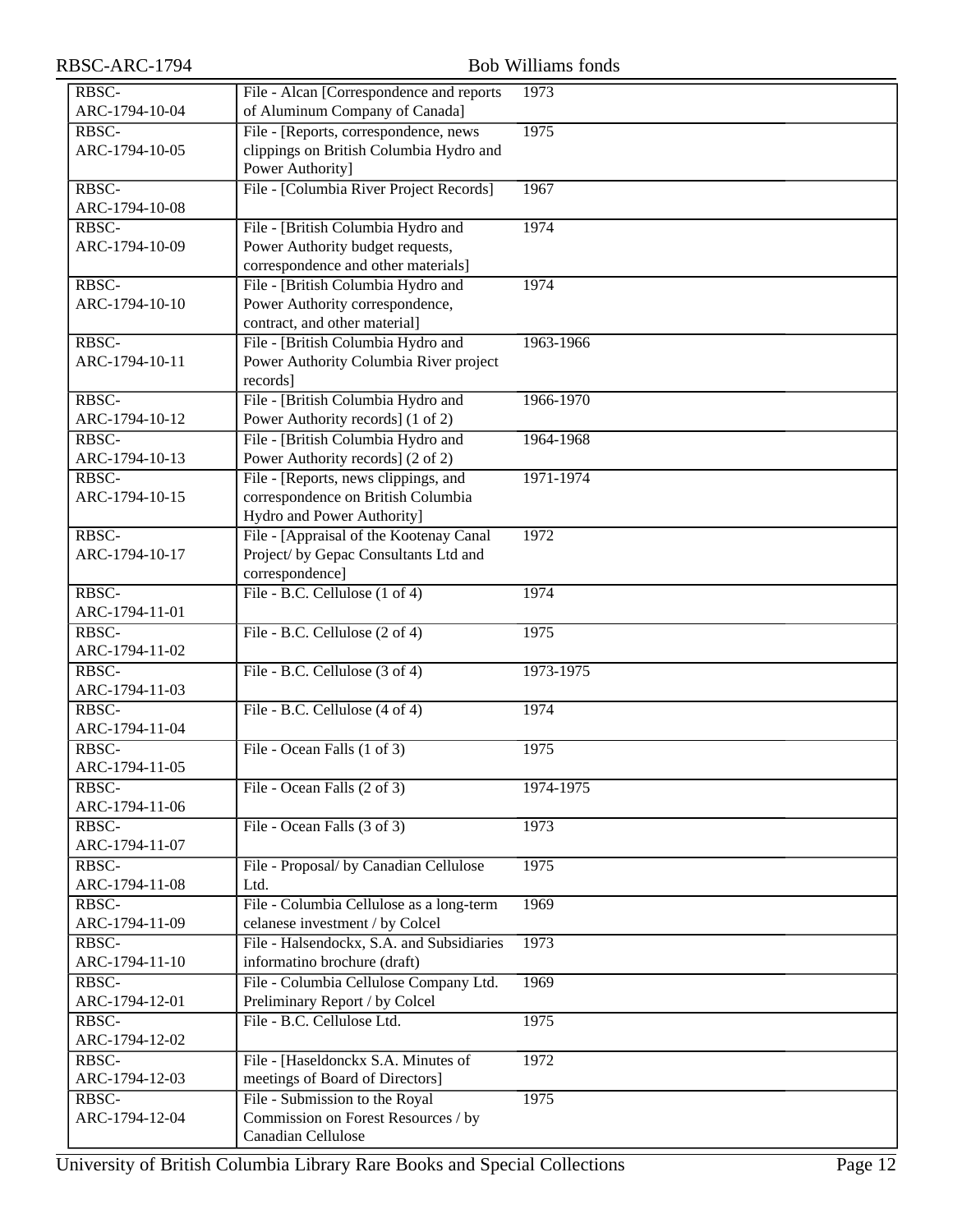| | | |
|---|---|---|
| RBSC-ARC-1794-10-04 | File - Alcan [Correspondence and reports of Aluminum Company of Canada] | 1973 |
| RBSC-ARC-1794-10-05 | File - [Reports, correspondence, news clippings on British Columbia Hydro and Power Authority] | 1975 |
| RBSC-ARC-1794-10-08 | File - [Columbia River Project Records] | 1967 |
| RBSC-ARC-1794-10-09 | File - [British Columbia Hydro and Power Authority budget requests, correspondence and other materials] | 1974 |
| RBSC-ARC-1794-10-10 | File - [British Columbia Hydro and Power Authority correspondence, contract, and other material] | 1974 |
| RBSC-ARC-1794-10-11 | File - [British Columbia Hydro and Power Authority Columbia River project records] | 1963-1966 |
| RBSC-ARC-1794-10-12 | File - [British Columbia Hydro and Power Authority records] (1 of 2) | 1966-1970 |
| RBSC-ARC-1794-10-13 | File - [British Columbia Hydro and Power Authority records] (2 of 2) | 1964-1968 |
| RBSC-ARC-1794-10-15 | File - [Reports, news clippings, and correspondence on British Columbia Hydro and Power Authority] | 1971-1974 |
| RBSC-ARC-1794-10-17 | File - [Appraisal of the Kootenay Canal Project/ by Gepac Consultants Ltd and correspondence] | 1972 |
| RBSC-ARC-1794-11-01 | File - B.C. Cellulose (1 of 4) | 1974 |
| RBSC-ARC-1794-11-02 | File - B.C. Cellulose (2 of 4) | 1975 |
| RBSC-ARC-1794-11-03 | File - B.C. Cellulose (3 of 4) | 1973-1975 |
| RBSC-ARC-1794-11-04 | File - B.C. Cellulose (4 of 4) | 1974 |
| RBSC-ARC-1794-11-05 | File - Ocean Falls (1 of 3) | 1975 |
| RBSC-ARC-1794-11-06 | File - Ocean Falls (2 of 3) | 1974-1975 |
| RBSC-ARC-1794-11-07 | File - Ocean Falls (3 of 3) | 1973 |
| RBSC-ARC-1794-11-08 | File - Proposal/ by Canadian Cellulose Ltd. | 1975 |
| RBSC-ARC-1794-11-09 | File - Columbia Cellulose as a long-term celanese investment / by Colcel | 1969 |
| RBSC-ARC-1794-11-10 | File - Halsendockx, S.A. and Subsidiaries informatino brochure (draft) | 1973 |
| RBSC-ARC-1794-12-01 | File - Columbia Cellulose Company Ltd. Preliminary Report / by Colcel | 1969 |
| RBSC-ARC-1794-12-02 | File - B.C. Cellulose Ltd. | 1975 |
| RBSC-ARC-1794-12-03 | File - [Haseldonckx S.A. Minutes of meetings of Board of Directors] | 1972 |
| RBSC-ARC-1794-12-04 | File - Submission to the Royal Commission on Forest Resources / by Canadian Cellulose | 1975 |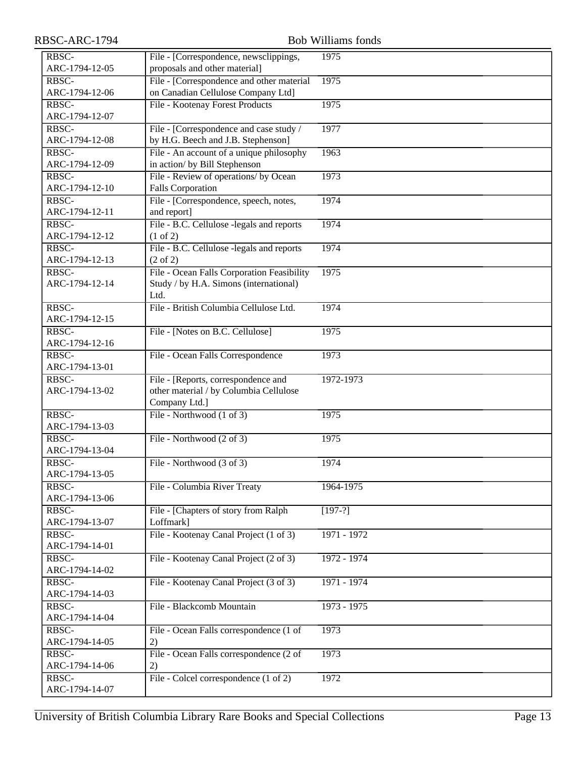| | | |
|---|---|---|
| RBSC-ARC-1794-12-05 | File - [Correspondence, newsclippings, proposals and other material] | 1975 |
| RBSC-ARC-1794-12-06 | File - [Correspondence and other material on Canadian Cellulose Company Ltd] | 1975 |
| RBSC-ARC-1794-12-07 | File - Kootenay Forest Products | 1975 |
| RBSC-ARC-1794-12-08 | File - [Correspondence and case study / by H.G. Beech and J.B. Stephenson] | 1977 |
| RBSC-ARC-1794-12-09 | File - An account of a unique philosophy in action/ by Bill Stephenson | 1963 |
| RBSC-ARC-1794-12-10 | File - Review of operations/ by Ocean Falls Corporation | 1973 |
| RBSC-ARC-1794-12-11 | File - [Correspondence, speech, notes, and report] | 1974 |
| RBSC-ARC-1794-12-12 | File - B.C. Cellulose -legals and reports (1 of 2) | 1974 |
| RBSC-ARC-1794-12-13 | File - B.C. Cellulose -legals and reports (2 of 2) | 1974 |
| RBSC-ARC-1794-12-14 | File - Ocean Falls Corporation Feasibility Study / by H.A. Simons (international) Ltd. | 1975 |
| RBSC-ARC-1794-12-15 | File - British Columbia Cellulose Ltd. | 1974 |
| RBSC-ARC-1794-12-16 | File - [Notes on B.C. Cellulose] | 1975 |
| RBSC-ARC-1794-13-01 | File - Ocean Falls Correspondence | 1973 |
| RBSC-ARC-1794-13-02 | File - [Reports, correspondence and other material / by Columbia Cellulose Company Ltd.] | 1972-1973 |
| RBSC-ARC-1794-13-03 | File - Northwood (1 of 3) | 1975 |
| RBSC-ARC-1794-13-04 | File - Northwood (2 of 3) | 1975 |
| RBSC-ARC-1794-13-05 | File - Northwood (3 of 3) | 1974 |
| RBSC-ARC-1794-13-06 | File - Columbia River Treaty | 1964-1975 |
| RBSC-ARC-1794-13-07 | File - [Chapters of story from Ralph Loffmark] | [197-?] |
| RBSC-ARC-1794-14-01 | File - Kootenay Canal Project (1 of 3) | 1971 - 1972 |
| RBSC-ARC-1794-14-02 | File - Kootenay Canal Project (2 of 3) | 1972 - 1974 |
| RBSC-ARC-1794-14-03 | File - Kootenay Canal Project (3 of 3) | 1971 - 1974 |
| RBSC-ARC-1794-14-04 | File - Blackcomb Mountain | 1973 - 1975 |
| RBSC-ARC-1794-14-05 | File - Ocean Falls correspondence (1 of 2) | 1973 |
| RBSC-ARC-1794-14-06 | File - Ocean Falls correspondence (2 of 2) | 1973 |
| RBSC-ARC-1794-14-07 | File - Colcel correspondence (1 of 2) | 1972 |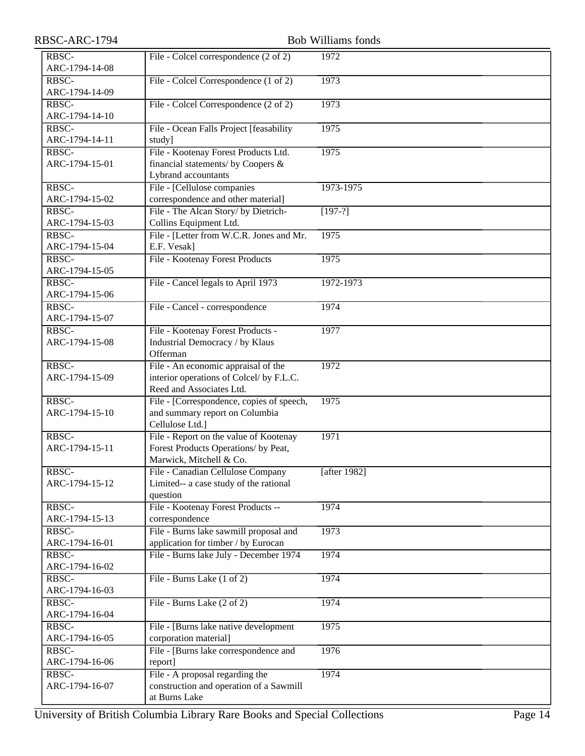| | | |
|---|---|---|
| RBSC-ARC-1794-14-08 | File - Colcel correspondence (2 of 2) | 1972 |
| RBSC-ARC-1794-14-09 | File - Colcel Correspondence (1 of 2) | 1973 |
| RBSC-ARC-1794-14-10 | File - Colcel Correspondence (2 of 2) | 1973 |
| RBSC-ARC-1794-14-11 | File - Ocean Falls Project [feasability study] | 1975 |
| RBSC-ARC-1794-15-01 | File - Kootenay Forest Products Ltd. financial statements/ by Coopers & Lybrand accountants | 1975 |
| RBSC-ARC-1794-15-02 | File - [Cellulose companies correspondence and other material] | 1973-1975 |
| RBSC-ARC-1794-15-03 | File - The Alcan Story/ by Dietrich-Collins Equipment Ltd. | [197-?] |
| RBSC-ARC-1794-15-04 | File - [Letter from W.C.R. Jones and Mr. E.F. Vesak] | 1975 |
| RBSC-ARC-1794-15-05 | File - Kootenay Forest Products | 1975 |
| RBSC-ARC-1794-15-06 | File - Cancel legals to April 1973 | 1972-1973 |
| RBSC-ARC-1794-15-07 | File - Cancel - correspondence | 1974 |
| RBSC-ARC-1794-15-08 | File - Kootenay Forest Products - Industrial Democracy / by Klaus Offerman | 1977 |
| RBSC-ARC-1794-15-09 | File - An economic appraisal of the interior operations of Colcel/ by F.L.C. Reed and Associates Ltd. | 1972 |
| RBSC-ARC-1794-15-10 | File - [Correspondence, copies of speech, and summary report on Columbia Cellulose Ltd.] | 1975 |
| RBSC-ARC-1794-15-11 | File - Report on the value of Kootenay Forest Products Operations/ by Peat, Marwick, Mitchell & Co. | 1971 |
| RBSC-ARC-1794-15-12 | File - Canadian Cellulose Company Limited-- a case study of the rational question | [after 1982] |
| RBSC-ARC-1794-15-13 | File - Kootenay Forest Products -- correspondence | 1974 |
| RBSC-ARC-1794-16-01 | File - Burns lake sawmill proposal and application for timber / by Eurocan | 1973 |
| RBSC-ARC-1794-16-02 | File - Burns lake July - December 1974 | 1974 |
| RBSC-ARC-1794-16-03 | File - Burns Lake (1 of 2) | 1974 |
| RBSC-ARC-1794-16-04 | File - Burns Lake (2 of 2) | 1974 |
| RBSC-ARC-1794-16-05 | File - [Burns lake native development corporation material] | 1975 |
| RBSC-ARC-1794-16-06 | File - [Burns lake correspondence and report] | 1976 |
| RBSC-ARC-1794-16-07 | File - A proposal regarding the construction and operation of a Sawmill at Burns Lake | 1974 |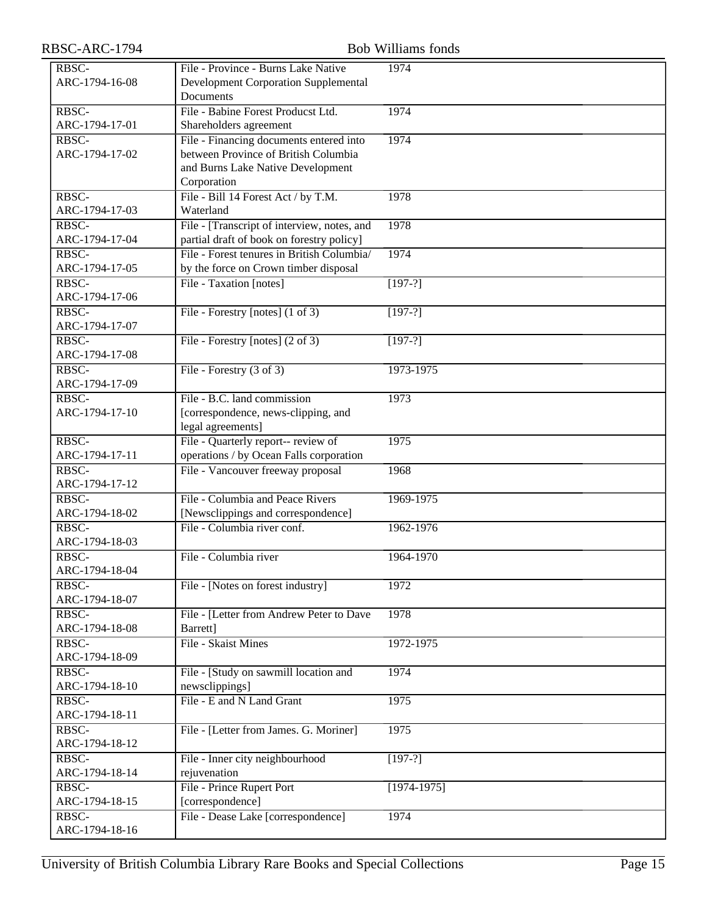| | | |
|---|---|---|
| RBSC-ARC-1794-16-08 | File - Province - Burns Lake Native Development Corporation Supplemental Documents | 1974 |
| RBSC-ARC-1794-17-01 | File - Babine Forest Producst Ltd. Shareholders agreement | 1974 |
| RBSC-ARC-1794-17-02 | File - Financing documents entered into between Province of British Columbia and Burns Lake Native Development Corporation | 1974 |
| RBSC-ARC-1794-17-03 | File - Bill 14 Forest Act / by T.M. Waterland | 1978 |
| RBSC-ARC-1794-17-04 | File - [Transcript of interview, notes, and partial draft of book on forestry policy] | 1978 |
| RBSC-ARC-1794-17-05 | File - Forest tenures in British Columbia/ by the force on Crown timber disposal | 1974 |
| RBSC-ARC-1794-17-06 | File - Taxation [notes] | [197-?] |
| RBSC-ARC-1794-17-07 | File - Forestry [notes] (1 of 3) | [197-?] |
| RBSC-ARC-1794-17-08 | File - Forestry [notes] (2 of 3) | [197-?] |
| RBSC-ARC-1794-17-09 | File - Forestry (3 of 3) | 1973-1975 |
| RBSC-ARC-1794-17-10 | File - B.C. land commission [correspondence, news-clipping, and legal agreements] | 1973 |
| RBSC-ARC-1794-17-11 | File - Quarterly report-- review of operations / by Ocean Falls corporation | 1975 |
| RBSC-ARC-1794-17-12 | File - Vancouver freeway proposal | 1968 |
| RBSC-ARC-1794-18-02 | File - Columbia and Peace Rivers [Newsclippings and correspondence] | 1969-1975 |
| RBSC-ARC-1794-18-03 | File - Columbia river conf. | 1962-1976 |
| RBSC-ARC-1794-18-04 | File - Columbia river | 1964-1970 |
| RBSC-ARC-1794-18-07 | File - [Notes on forest industry] | 1972 |
| RBSC-ARC-1794-18-08 | File - [Letter from Andrew Peter to Dave Barrett] | 1978 |
| RBSC-ARC-1794-18-09 | File - Skaist Mines | 1972-1975 |
| RBSC-ARC-1794-18-10 | File - [Study on sawmill location and newsclippings] | 1974 |
| RBSC-ARC-1794-18-11 | File - E and N Land Grant | 1975 |
| RBSC-ARC-1794-18-12 | File - [Letter from James. G. Moriner] | 1975 |
| RBSC-ARC-1794-18-14 | File - Inner city neighbourhood rejuvenation | [197-?] |
| RBSC-ARC-1794-18-15 | File - Prince Rupert Port [correspondence] | [1974-1975] |
| RBSC-ARC-1794-18-16 | File - Dease Lake [correspondence] | 1974 |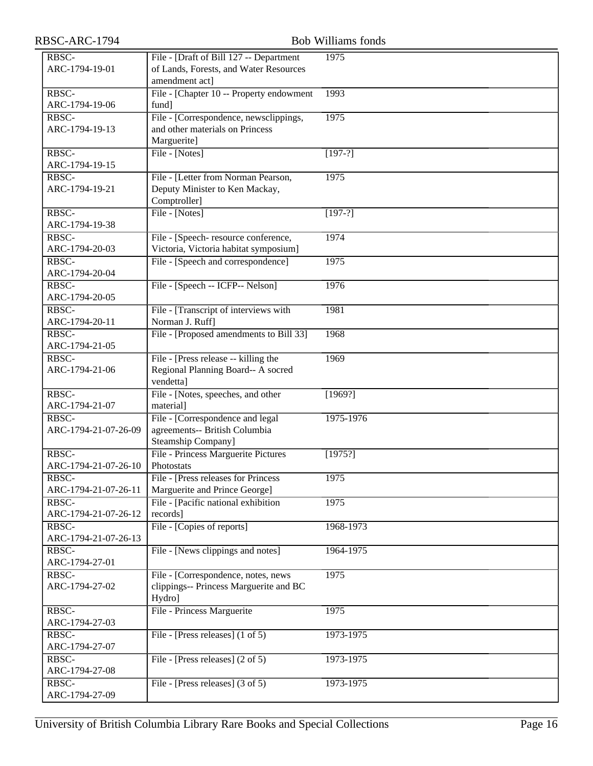| | | |
|---|---|---|
| RBSC-ARC-1794-19-01 | File - [Draft of Bill 127 -- Department of Lands, Forests, and Water Resources amendment act] | 1975 |
| RBSC-ARC-1794-19-06 | File - [Chapter 10 -- Property endowment fund] | 1993 |
| RBSC-ARC-1794-19-13 | File - [Correspondence, newsclippings, and other materials on Princess Marguerite] | 1975 |
| RBSC-ARC-1794-19-15 | File - [Notes] | [197-?] |
| RBSC-ARC-1794-19-21 | File - [Letter from Norman Pearson, Deputy Minister to Ken Mackay, Comptroller] | 1975 |
| RBSC-ARC-1794-19-38 | File - [Notes] | [197-?] |
| RBSC-ARC-1794-20-03 | File - [Speech- resource conference, Victoria, Victoria habitat symposium] | 1974 |
| RBSC-ARC-1794-20-04 | File - [Speech and correspondence] | 1975 |
| RBSC-ARC-1794-20-05 | File - [Speech -- ICFP-- Nelson] | 1976 |
| RBSC-ARC-1794-20-11 | File - [Transcript of interviews with Norman J. Ruff] | 1981 |
| RBSC-ARC-1794-21-05 | File - [Proposed amendments to Bill 33] | 1968 |
| RBSC-ARC-1794-21-06 | File - [Press release -- killing the Regional Planning Board-- A socred vendetta] | 1969 |
| RBSC-ARC-1794-21-07 | File - [Notes, speeches, and other material] | [1969?] |
| RBSC-ARC-1794-21-07-26-09 | File - [Correspondence and legal agreements-- British Columbia Steamship Company] | 1975-1976 |
| RBSC-ARC-1794-21-07-26-10 | File - Princess Marguerite Pictures Photostats | [1975?] |
| RBSC-ARC-1794-21-07-26-11 | File - [Press releases for Princess Marguerite and Prince George] | 1975 |
| RBSC-ARC-1794-21-07-26-12 | File - [Pacific national exhibition records] | 1975 |
| RBSC-ARC-1794-21-07-26-13 | File - [Copies of reports] | 1968-1973 |
| RBSC-ARC-1794-27-01 | File - [News clippings and notes] | 1964-1975 |
| RBSC-ARC-1794-27-02 | File - [Correspondence, notes, news clippings-- Princess Marguerite and BC Hydro] | 1975 |
| RBSC-ARC-1794-27-03 | File - Princess Marguerite | 1975 |
| RBSC-ARC-1794-27-07 | File - [Press releases] (1 of 5) | 1973-1975 |
| RBSC-ARC-1794-27-08 | File - [Press releases] (2 of 5) | 1973-1975 |
| RBSC-ARC-1794-27-09 | File - [Press releases] (3 of 5) | 1973-1975 |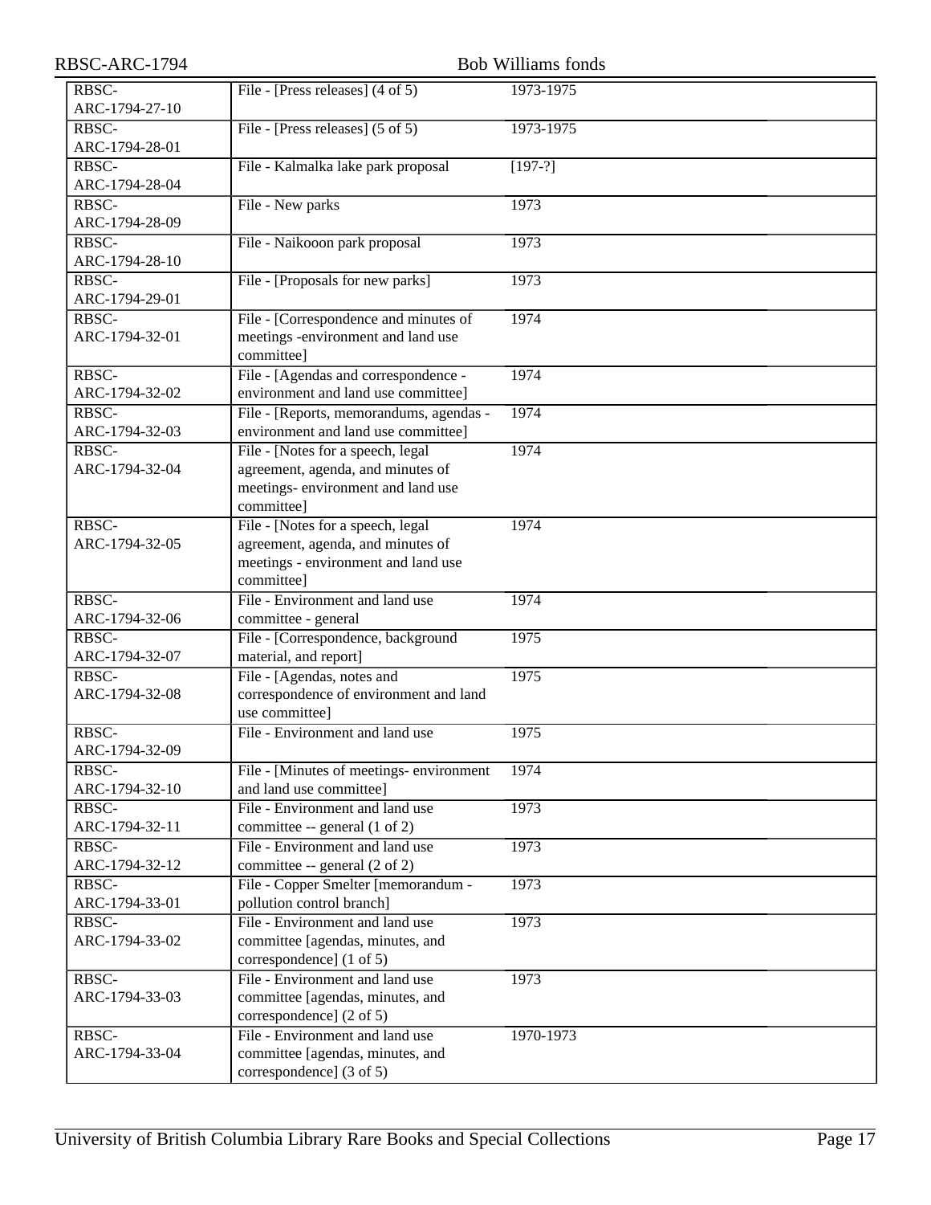| | | |
|---|---|---|
| RBSC-ARC-1794-27-10 | File - [Press releases] (4 of 5) | 1973-1975 |
| RBSC-ARC-1794-28-01 | File - [Press releases] (5 of 5) | 1973-1975 |
| RBSC-ARC-1794-28-04 | File - Kalmalka lake park proposal | [197-?] |
| RBSC-ARC-1794-28-09 | File - New parks | 1973 |
| RBSC-ARC-1794-28-10 | File - Naikooon park proposal | 1973 |
| RBSC-ARC-1794-29-01 | File - [Proposals for new parks] | 1973 |
| RBSC-ARC-1794-32-01 | File - [Correspondence and minutes of meetings -environment and land use committee] | 1974 |
| RBSC-ARC-1794-32-02 | File - [Agendas and correspondence - environment and land use committee] | 1974 |
| RBSC-ARC-1794-32-03 | File - [Reports, memorandums, agendas - environment and land use committee] | 1974 |
| RBSC-ARC-1794-32-04 | File - [Notes for a speech, legal agreement, agenda, and minutes of meetings- environment and land use committee] | 1974 |
| RBSC-ARC-1794-32-05 | File - [Notes for a speech, legal agreement, agenda, and minutes of meetings - environment and land use committee] | 1974 |
| RBSC-ARC-1794-32-06 | File - Environment and land use committee - general | 1974 |
| RBSC-ARC-1794-32-07 | File - [Correspondence, background material, and report] | 1975 |
| RBSC-ARC-1794-32-08 | File - [Agendas, notes and correspondence of environment and land use committee] | 1975 |
| RBSC-ARC-1794-32-09 | File - Environment and land use | 1975 |
| RBSC-ARC-1794-32-10 | File - [Minutes of meetings- environment and land use committee] | 1974 |
| RBSC-ARC-1794-32-11 | File - Environment and land use committee -- general (1 of 2) | 1973 |
| RBSC-ARC-1794-32-12 | File - Environment and land use committee -- general (2 of 2) | 1973 |
| RBSC-ARC-1794-33-01 | File - Copper Smelter [memorandum - pollution control branch] | 1973 |
| RBSC-ARC-1794-33-02 | File - Environment and land use committee [agendas, minutes, and correspondence] (1 of 5) | 1973 |
| RBSC-ARC-1794-33-03 | File - Environment and land use committee [agendas, minutes, and correspondence] (2 of 5) | 1973 |
| RBSC-ARC-1794-33-04 | File - Environment and land use committee [agendas, minutes, and correspondence] (3 of 5) | 1970-1973 |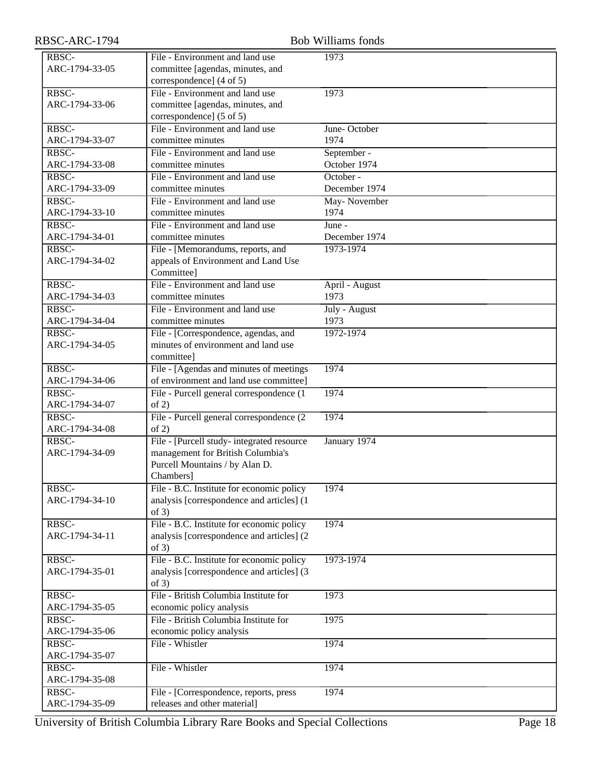| | | | |
|---|---|---|---|
| RBSC-ARC-1794-33-05 | File - Environment and land use committee [agendas, minutes, and correspondence] (4 of 5) | 1973 | |
| RBSC-ARC-1794-33-06 | File - Environment and land use committee [agendas, minutes, and correspondence] (5 of 5) | 1973 | |
| RBSC-ARC-1794-33-07 | File - Environment and land use committee minutes | June- October 1974 | |
| RBSC-ARC-1794-33-08 | File - Environment and land use committee minutes | September - October 1974 | |
| RBSC-ARC-1794-33-09 | File - Environment and land use committee minutes | October - December 1974 | |
| RBSC-ARC-1794-33-10 | File - Environment and land use committee minutes | May- November 1974 | |
| RBSC-ARC-1794-34-01 | File - Environment and land use committee minutes | June - December 1974 | |
| RBSC-ARC-1794-34-02 | File - [Memorandums, reports, and appeals of Environment and Land Use Committee] | 1973-1974 | |
| RBSC-ARC-1794-34-03 | File - Environment and land use committee minutes | April - August 1973 | |
| RBSC-ARC-1794-34-04 | File - Environment and land use committee minutes | July - August 1973 | |
| RBSC-ARC-1794-34-05 | File - [Correspondence, agendas, and minutes of environment and land use committee] | 1972-1974 | |
| RBSC-ARC-1794-34-06 | File - [Agendas and minutes of meetings of environment and land use committee] | 1974 | |
| RBSC-ARC-1794-34-07 | File - Purcell general correspondence (1 of 2) | 1974 | |
| RBSC-ARC-1794-34-08 | File - Purcell general correspondence (2 of 2) | 1974 | |
| RBSC-ARC-1794-34-09 | File - [Purcell study- integrated resource management for British Columbia's Purcell Mountains / by Alan D. Chambers] | January 1974 | |
| RBSC-ARC-1794-34-10 | File - B.C. Institute for economic policy analysis [correspondence and articles] (1 of 3) | 1974 | |
| RBSC-ARC-1794-34-11 | File - B.C. Institute for economic policy analysis [correspondence and articles] (2 of 3) | 1974 | |
| RBSC-ARC-1794-35-01 | File - B.C. Institute for economic policy analysis [correspondence and articles] (3 of 3) | 1973-1974 | |
| RBSC-ARC-1794-35-05 | File - British Columbia Institute for economic policy analysis | 1973 | |
| RBSC-ARC-1794-35-06 | File - British Columbia Institute for economic policy analysis | 1975 | |
| RBSC-ARC-1794-35-07 | File - Whistler | 1974 | |
| RBSC-ARC-1794-35-08 | File - Whistler | 1974 | |
| RBSC-ARC-1794-35-09 | File - [Correspondence, reports, press releases and other material] | 1974 | |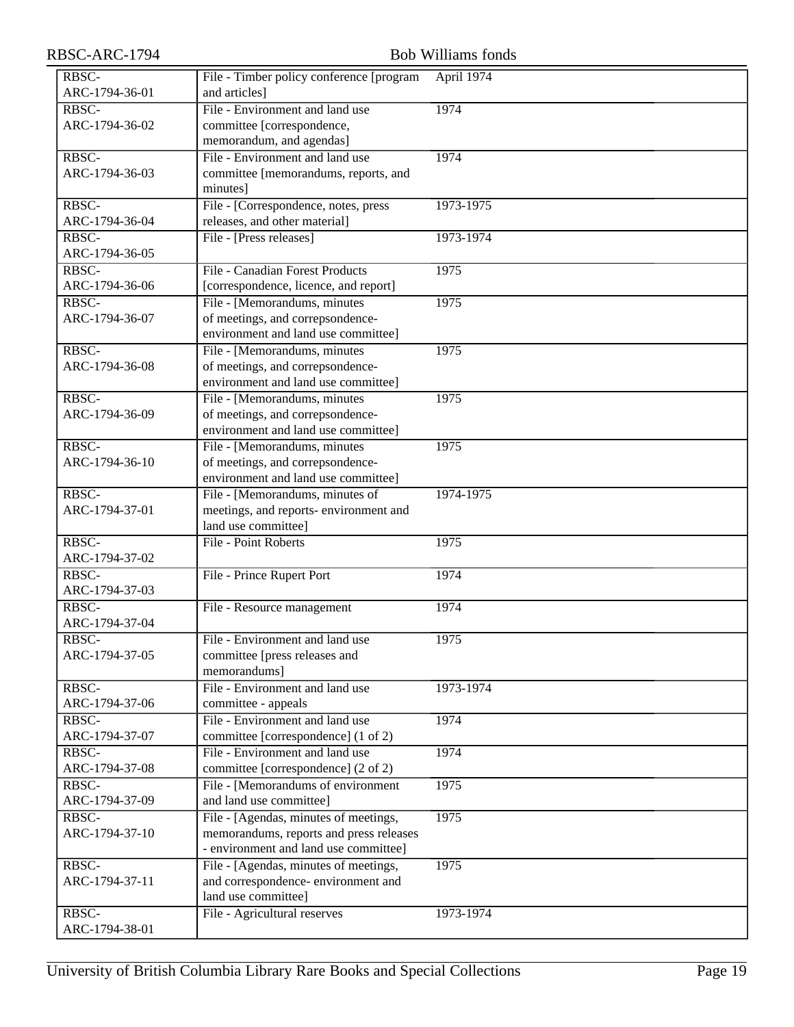| | | |
|---|---|---|
| RBSC-ARC-1794-36-01 | File - Timber policy conference [program and articles] | April 1974 |
| RBSC-ARC-1794-36-02 | File - Environment and land use committee [correspondence, memorandum, and agendas] | 1974 |
| RBSC-ARC-1794-36-03 | File - Environment and land use committee [memorandums, reports, and minutes] | 1974 |
| RBSC-ARC-1794-36-04 | File - [Correspondence, notes, press releases, and other material] | 1973-1975 |
| RBSC-ARC-1794-36-05 | File - [Press releases] | 1973-1974 |
| RBSC-ARC-1794-36-06 | File - Canadian Forest Products [correspondence, licence, and report] | 1975 |
| RBSC-ARC-1794-36-07 | File - [Memorandums, minutes of meetings, and correpsondence- environment and land use committee] | 1975 |
| RBSC-ARC-1794-36-08 | File - [Memorandums, minutes of meetings, and correpsondence- environment and land use committee] | 1975 |
| RBSC-ARC-1794-36-09 | File - [Memorandums, minutes of meetings, and correpsondence- environment and land use committee] | 1975 |
| RBSC-ARC-1794-36-10 | File - [Memorandums, minutes of meetings, and correpsondence- environment and land use committee] | 1975 |
| RBSC-ARC-1794-37-01 | File - [Memorandums, minutes of meetings, and reports- environment and land use committee] | 1974-1975 |
| RBSC-ARC-1794-37-02 | File - Point Roberts | 1975 |
| RBSC-ARC-1794-37-03 | File - Prince Rupert Port | 1974 |
| RBSC-ARC-1794-37-04 | File - Resource management | 1974 |
| RBSC-ARC-1794-37-05 | File - Environment and land use committee [press releases and memorandums] | 1975 |
| RBSC-ARC-1794-37-06 | File - Environment and land use committee - appeals | 1973-1974 |
| RBSC-ARC-1794-37-07 | File - Environment and land use committee [correspondence] (1 of 2) | 1974 |
| RBSC-ARC-1794-37-08 | File - Environment and land use committee [correspondence] (2 of 2) | 1974 |
| RBSC-ARC-1794-37-09 | File - [Memorandums of environment and land use committee] | 1975 |
| RBSC-ARC-1794-37-10 | File - [Agendas, minutes of meetings, memorandums, reports and press releases - environment and land use committee] | 1975 |
| RBSC-ARC-1794-37-11 | File - [Agendas, minutes of meetings, and correspondence- environment and land use committee] | 1975 |
| RBSC-ARC-1794-38-01 | File - Agricultural reserves | 1973-1974 |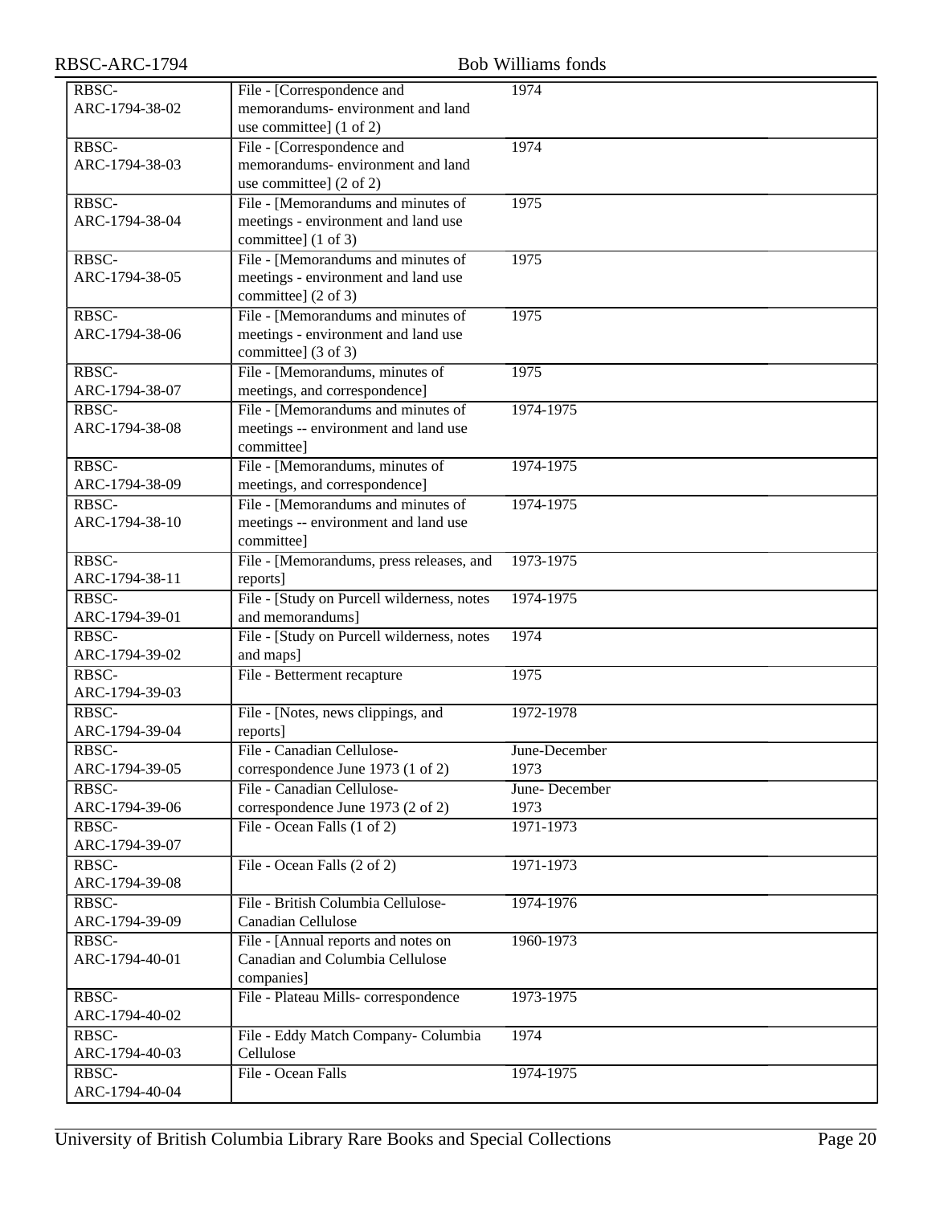| | | |
|---|---|---|
| RBSC-ARC-1794-38-02 | File - [Correspondence and memorandums- environment and land use committee] (1 of 2) | 1974 |
| RBSC-ARC-1794-38-03 | File - [Correspondence and memorandums- environment and land use committee] (2 of 2) | 1974 |
| RBSC-ARC-1794-38-04 | File - [Memorandums and minutes of meetings - environment and land use committee] (1 of 3) | 1975 |
| RBSC-ARC-1794-38-05 | File - [Memorandums and minutes of meetings - environment and land use committee] (2 of 3) | 1975 |
| RBSC-ARC-1794-38-06 | File - [Memorandums and minutes of meetings - environment and land use committee] (3 of 3) | 1975 |
| RBSC-ARC-1794-38-07 | File - [Memorandums, minutes of meetings, and correspondence] | 1975 |
| RBSC-ARC-1794-38-08 | File - [Memorandums and minutes of meetings -- environment and land use committee] | 1974-1975 |
| RBSC-ARC-1794-38-09 | File - [Memorandums, minutes of meetings, and correspondence] | 1974-1975 |
| RBSC-ARC-1794-38-10 | File - [Memorandums and minutes of meetings -- environment and land use committee] | 1974-1975 |
| RBSC-ARC-1794-38-11 | File - [Memorandums, press releases, and reports] | 1973-1975 |
| RBSC-ARC-1794-39-01 | File - [Study on Purcell wilderness, notes and memorandums] | 1974-1975 |
| RBSC-ARC-1794-39-02 | File - [Study on Purcell wilderness, notes and maps] | 1974 |
| RBSC-ARC-1794-39-03 | File - Betterment recapture | 1975 |
| RBSC-ARC-1794-39-04 | File - [Notes, news clippings, and reports] | 1972-1978 |
| RBSC-ARC-1794-39-05 | File - Canadian Cellulose- correspondence June 1973 (1 of 2) | June-December 1973 |
| RBSC-ARC-1794-39-06 | File - Canadian Cellulose- correspondence June 1973 (2 of 2) | June- December 1973 |
| RBSC-ARC-1794-39-07 | File - Ocean Falls (1 of 2) | 1971-1973 |
| RBSC-ARC-1794-39-08 | File - Ocean Falls (2 of 2) | 1971-1973 |
| RBSC-ARC-1794-39-09 | File - British Columbia Cellulose- Canadian Cellulose | 1974-1976 |
| RBSC-ARC-1794-40-01 | File - [Annual reports and notes on Canadian and Columbia Cellulose companies] | 1960-1973 |
| RBSC-ARC-1794-40-02 | File - Plateau Mills- correspondence | 1973-1975 |
| RBSC-ARC-1794-40-03 | File - Eddy Match Company- Columbia Cellulose | 1974 |
| RBSC-ARC-1794-40-04 | File - Ocean Falls | 1974-1975 |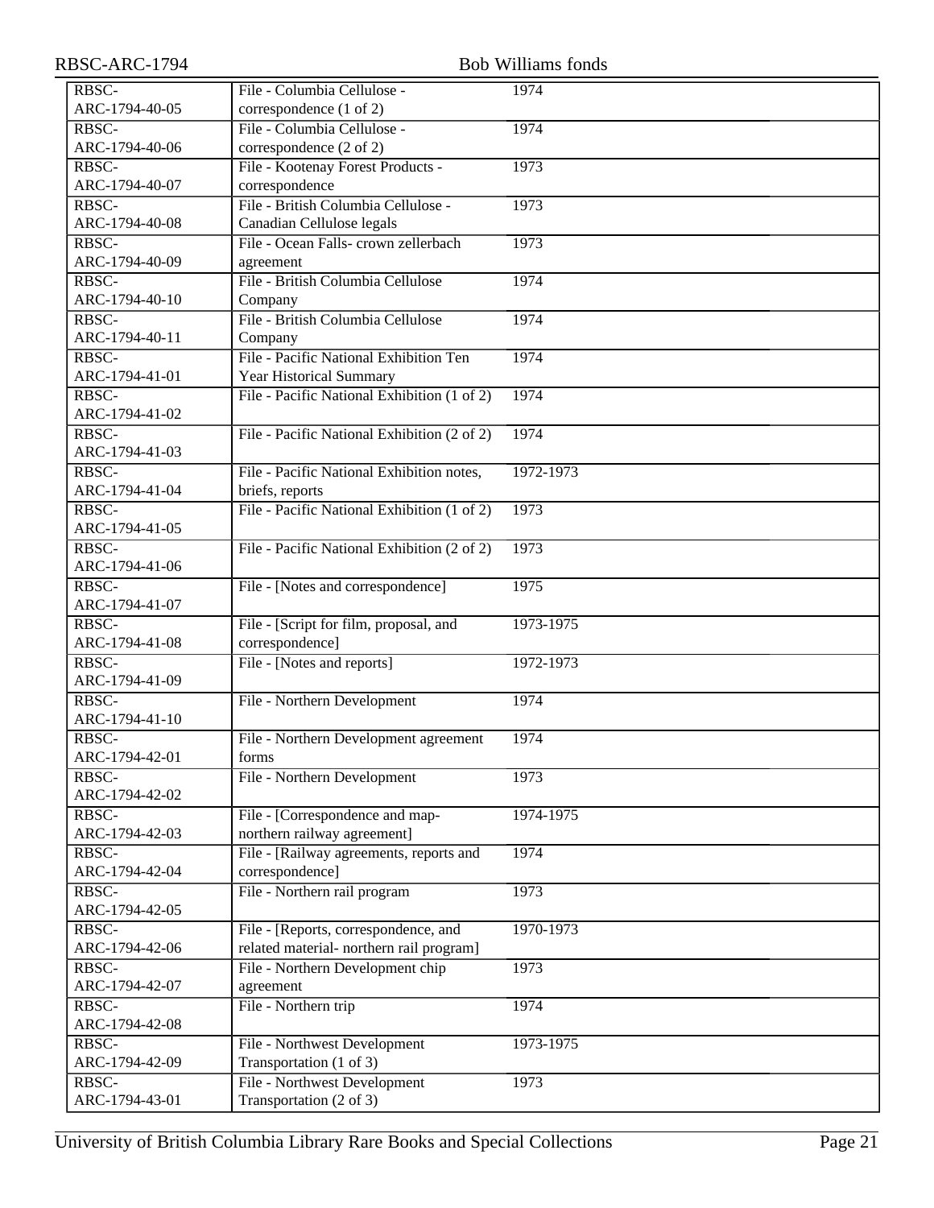| | | |
|---|---|---|
| RBSC-ARC-1794-40-05 | File - Columbia Cellulose - correspondence (1 of 2) | 1974 |
| RBSC-ARC-1794-40-06 | File - Columbia Cellulose - correspondence (2 of 2) | 1974 |
| RBSC-ARC-1794-40-07 | File - Kootenay Forest Products - correspondence | 1973 |
| RBSC-ARC-1794-40-08 | File - British Columbia Cellulose - Canadian Cellulose legals | 1973 |
| RBSC-ARC-1794-40-09 | File - Ocean Falls- crown zellerbach agreement | 1973 |
| RBSC-ARC-1794-40-10 | File - British Columbia Cellulose Company | 1974 |
| RBSC-ARC-1794-40-11 | File - British Columbia Cellulose Company | 1974 |
| RBSC-ARC-1794-41-01 | File - Pacific National Exhibition Ten Year Historical Summary | 1974 |
| RBSC-ARC-1794-41-02 | File - Pacific National Exhibition (1 of 2) | 1974 |
| RBSC-ARC-1794-41-03 | File - Pacific National Exhibition (2 of 2) | 1974 |
| RBSC-ARC-1794-41-04 | File - Pacific National Exhibition notes, briefs, reports | 1972-1973 |
| RBSC-ARC-1794-41-05 | File - Pacific National Exhibition (1 of 2) | 1973 |
| RBSC-ARC-1794-41-06 | File - Pacific National Exhibition (2 of 2) | 1973 |
| RBSC-ARC-1794-41-07 | File - [Notes and correspondence] | 1975 |
| RBSC-ARC-1794-41-08 | File - [Script for film, proposal, and correspondence] | 1973-1975 |
| RBSC-ARC-1794-41-09 | File - [Notes and reports] | 1972-1973 |
| RBSC-ARC-1794-41-10 | File - Northern Development | 1974 |
| RBSC-ARC-1794-42-01 | File - Northern Development agreement forms | 1974 |
| RBSC-ARC-1794-42-02 | File - Northern Development | 1973 |
| RBSC-ARC-1794-42-03 | File - [Correspondence and map- northern railway agreement] | 1974-1975 |
| RBSC-ARC-1794-42-04 | File - [Railway agreements, reports and correspondence] | 1974 |
| RBSC-ARC-1794-42-05 | File - Northern rail program | 1973 |
| RBSC-ARC-1794-42-06 | File - [Reports, correspondence, and related material- northern rail program] | 1970-1973 |
| RBSC-ARC-1794-42-07 | File - Northern Development chip agreement | 1973 |
| RBSC-ARC-1794-42-08 | File - Northern trip | 1974 |
| RBSC-ARC-1794-42-09 | File - Northwest Development Transportation (1 of 3) | 1973-1975 |
| RBSC-ARC-1794-43-01 | File - Northwest Development Transportation (2 of 3) | 1973 |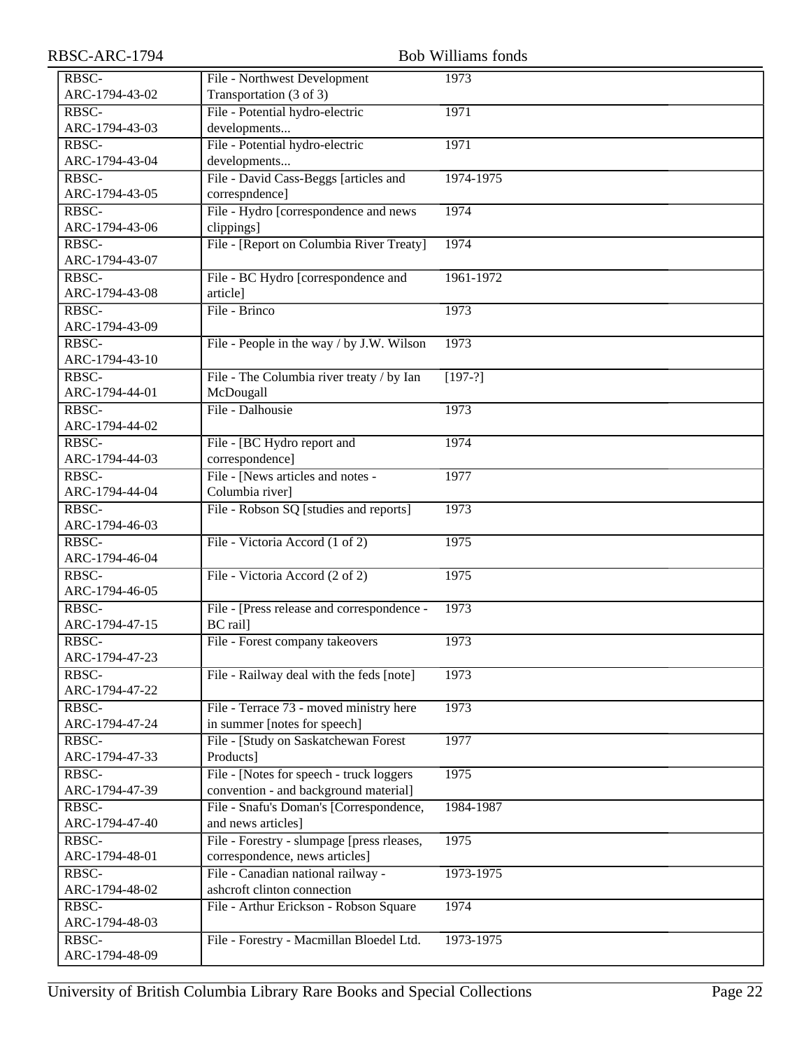| | | |
|---|---|---|
| RBSC-ARC-1794-43-02 | File - Northwest Development Transportation (3 of 3) | 1973 |
| RBSC-ARC-1794-43-03 | File - Potential hydro-electric developments... | 1971 |
| RBSC-ARC-1794-43-04 | File - Potential hydro-electric developments... | 1971 |
| RBSC-ARC-1794-43-05 | File - David Cass-Beggs [articles and correspndence] | 1974-1975 |
| RBSC-ARC-1794-43-06 | File - Hydro [correspondence and news clippings] | 1974 |
| RBSC-ARC-1794-43-07 | File - [Report on Columbia River Treaty] | 1974 |
| RBSC-ARC-1794-43-08 | File - BC Hydro [correspondence and article] | 1961-1972 |
| RBSC-ARC-1794-43-09 | File - Brinco | 1973 |
| RBSC-ARC-1794-43-10 | File - People in the way / by J.W. Wilson | 1973 |
| RBSC-ARC-1794-44-01 | File - The Columbia river treaty / by Ian McDougall | [197-?] |
| RBSC-ARC-1794-44-02 | File - Dalhousie | 1973 |
| RBSC-ARC-1794-44-03 | File - [BC Hydro report and correspondence] | 1974 |
| RBSC-ARC-1794-44-04 | File - [News articles and notes - Columbia river] | 1977 |
| RBSC-ARC-1794-46-03 | File - Robson SQ [studies and reports] | 1973 |
| RBSC-ARC-1794-46-04 | File - Victoria Accord (1 of 2) | 1975 |
| RBSC-ARC-1794-46-05 | File - Victoria Accord (2 of 2) | 1975 |
| RBSC-ARC-1794-47-15 | File - [Press release and correspondence - BC rail] | 1973 |
| RBSC-ARC-1794-47-23 | File - Forest company takeovers | 1973 |
| RBSC-ARC-1794-47-22 | File - Railway deal with the feds [note] | 1973 |
| RBSC-ARC-1794-47-24 | File - Terrace 73 - moved ministry here in summer [notes for speech] | 1973 |
| RBSC-ARC-1794-47-33 | File - [Study on Saskatchewan Forest Products] | 1977 |
| RBSC-ARC-1794-47-39 | File - [Notes for speech - truck loggers convention - and background material] | 1975 |
| RBSC-ARC-1794-47-40 | File - Snafu's Doman's [Correspondence, and news articles] | 1984-1987 |
| RBSC-ARC-1794-48-01 | File - Forestry - slumpage [press rleases, correspondence, news articles] | 1975 |
| RBSC-ARC-1794-48-02 | File - Canadian national railway - ashcroft clinton connection | 1973-1975 |
| RBSC-ARC-1794-48-03 | File - Arthur Erickson - Robson Square | 1974 |
| RBSC-ARC-1794-48-09 | File - Forestry - Macmillan Bloedel Ltd. | 1973-1975 |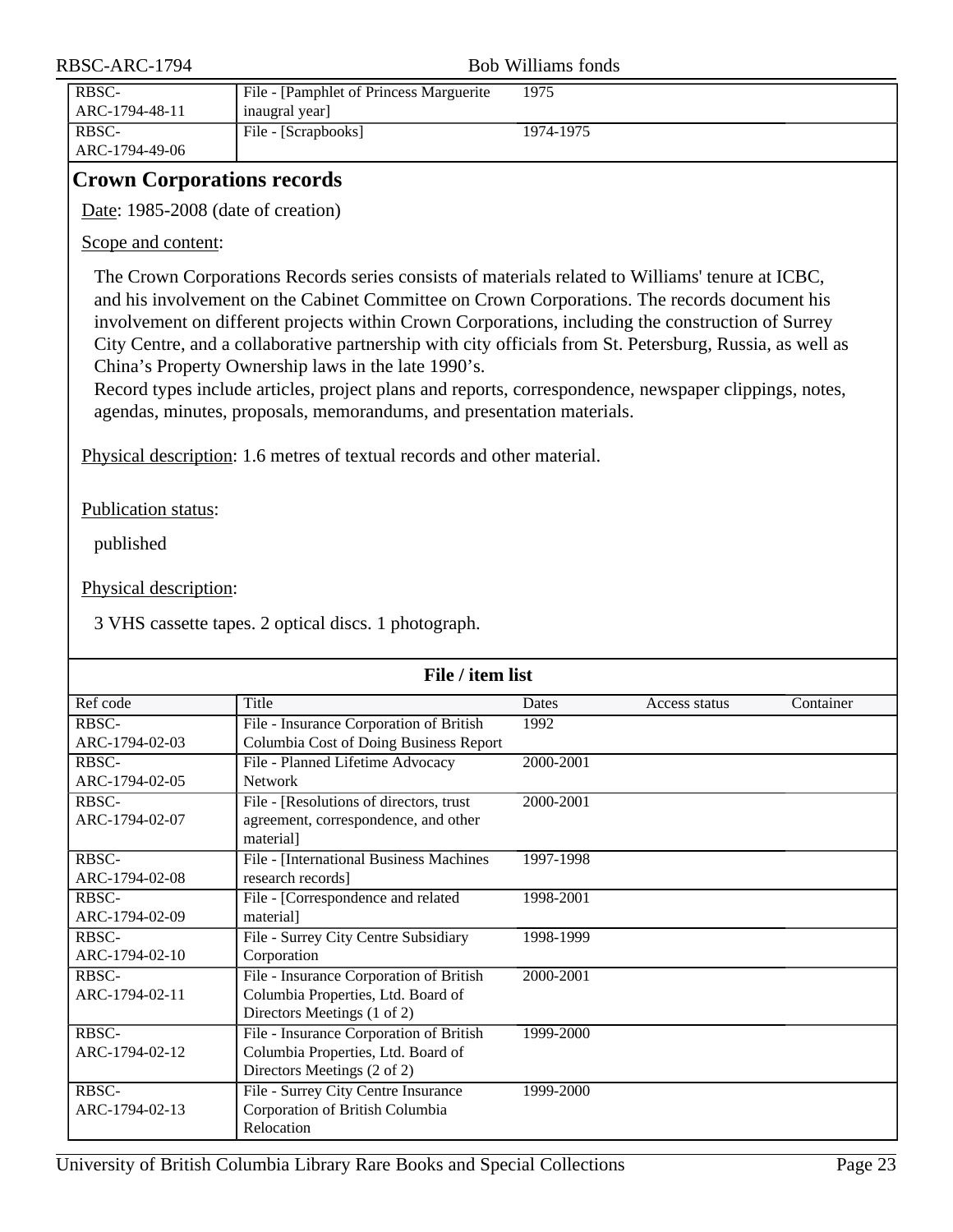| | | | | |
|---|---|---|---|---|
| RBSC-ARC-1794-48-11 | File - [Pamphlet of Princess Marguerite inaugral year] | 1975 | | |
| RBSC-ARC-1794-49-06 | File - [Scrapbooks] | 1974-1975 | | |

## Crown Corporations records

Date: 1985-2008 (date of creation)

Scope and content:

The Crown Corporations Records series consists of materials related to Williams' tenure at ICBC, and his involvement on the Cabinet Committee on Crown Corporations. The records document his involvement on different projects within Crown Corporations, including the construction of Surrey City Centre, and a collaborative partnership with city officials from St. Petersburg, Russia, as well as China's Property Ownership laws in the late 1990's.
Record types include articles, project plans and reports, correspondence, newspaper clippings, notes, agendas, minutes, proposals, memorandums, and presentation materials.

Physical description: 1.6 metres of textual records and other material.

Publication status:

published

Physical description:

3 VHS cassette tapes. 2 optical discs. 1 photograph.

**File / item list**

| Ref code | Title | Dates | Access status | Container |
|---|---|---|---|---|
| RBSC-ARC-1794-02-03 | File - Insurance Corporation of British Columbia Cost of Doing Business Report | 1992 | | |
| RBSC-ARC-1794-02-05 | File - Planned Lifetime Advocacy Network | 2000-2001 | | |
| RBSC-ARC-1794-02-07 | File - [Resolutions of directors, trust agreement, correspondence, and other material] | 2000-2001 | | |
| RBSC-ARC-1794-02-08 | File - [International Business Machines research records] | 1997-1998 | | |
| RBSC-ARC-1794-02-09 | File - [Correspondence and related material] | 1998-2001 | | |
| RBSC-ARC-1794-02-10 | File - Surrey City Centre Subsidiary Corporation | 1998-1999 | | |
| RBSC-ARC-1794-02-11 | File - Insurance Corporation of British Columbia Properties, Ltd. Board of Directors Meetings (1 of 2) | 2000-2001 | | |
| RBSC-ARC-1794-02-12 | File - Insurance Corporation of British Columbia Properties, Ltd. Board of Directors Meetings (2 of 2) | 1999-2000 | | |
| RBSC-ARC-1794-02-13 | File - Surrey City Centre Insurance Corporation of British Columbia Relocation | 1999-2000 | | |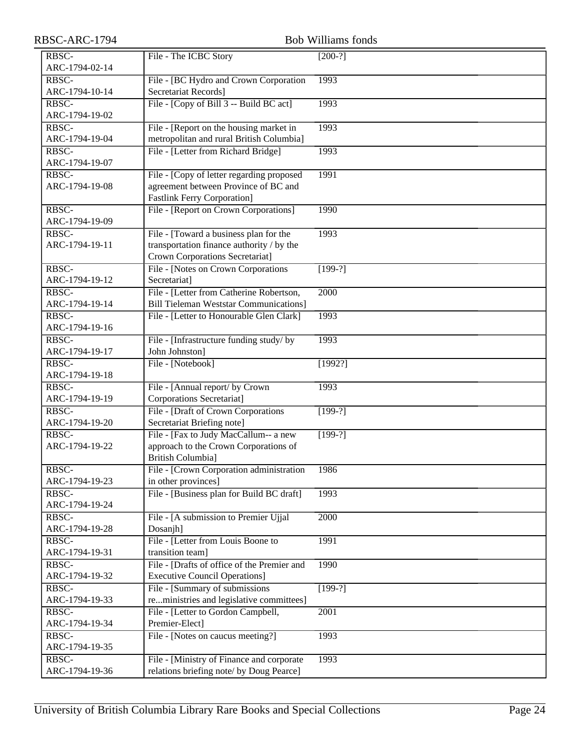| RBSC-ARC-1794-02-14 | File - The ICBC Story | [200-?] |
|---|---|---|
| RBSC-ARC-1794-10-14 | File - [BC Hydro and Crown Corporation Secretariat Records] | 1993 |
| RBSC-ARC-1794-19-02 | File - [Copy of Bill 3 -- Build BC act] | 1993 |
| RBSC-ARC-1794-19-04 | File - [Report on the housing market in metropolitan and rural British Columbia] | 1993 |
| RBSC-ARC-1794-19-07 | File - [Letter from Richard Bridge] | 1993 |
| RBSC-ARC-1794-19-08 | File - [Copy of letter regarding proposed agreement between Province of BC and Fastlink Ferry Corporation] | 1991 |
| RBSC-ARC-1794-19-09 | File - [Report on Crown Corporations] | 1990 |
| RBSC-ARC-1794-19-11 | File - [Toward a business plan for the transportation finance authority / by the Crown Corporations Secretariat] | 1993 |
| RBSC-ARC-1794-19-12 | File - [Notes on Crown Corporations Secretariat] | [199-?] |
| RBSC-ARC-1794-19-14 | File - [Letter from Catherine Robertson, Bill Tieleman Weststar Communications] | 2000 |
| RBSC-ARC-1794-19-16 | File - [Letter to Honourable Glen Clark] | 1993 |
| RBSC-ARC-1794-19-17 | File - [Infrastructure funding study/ by John Johnston] | 1993 |
| RBSC-ARC-1794-19-18 | File - [Notebook] | [1992?] |
| RBSC-ARC-1794-19-19 | File - [Annual report/ by Crown Corporations Secretariat] | 1993 |
| RBSC-ARC-1794-19-20 | File - [Draft of Crown Corporations Secretariat Briefing note] | [199-?] |
| RBSC-ARC-1794-19-22 | File - [Fax to Judy MacCallum-- a new approach to the Crown Corporations of British Columbia] | [199-?] |
| RBSC-ARC-1794-19-23 | File - [Crown Corporation administration in other provinces] | 1986 |
| RBSC-ARC-1794-19-24 | File - [Business plan for Build BC draft] | 1993 |
| RBSC-ARC-1794-19-28 | File - [A submission to Premier Ujjal Dosanjh] | 2000 |
| RBSC-ARC-1794-19-31 | File - [Letter from Louis Boone to transition team] | 1991 |
| RBSC-ARC-1794-19-32 | File - [Drafts of office of the Premier and Executive Council Operations] | 1990 |
| RBSC-ARC-1794-19-33 | File - [Summary of submissions re...ministries and legislative committees] | [199-?] |
| RBSC-ARC-1794-19-34 | File - [Letter to Gordon Campbell, Premier-Elect] | 2001 |
| RBSC-ARC-1794-19-35 | File - [Notes on caucus meeting?] | 1993 |
| RBSC-ARC-1794-19-36 | File - [Ministry of Finance and corporate relations briefing note/ by Doug Pearce] | 1993 |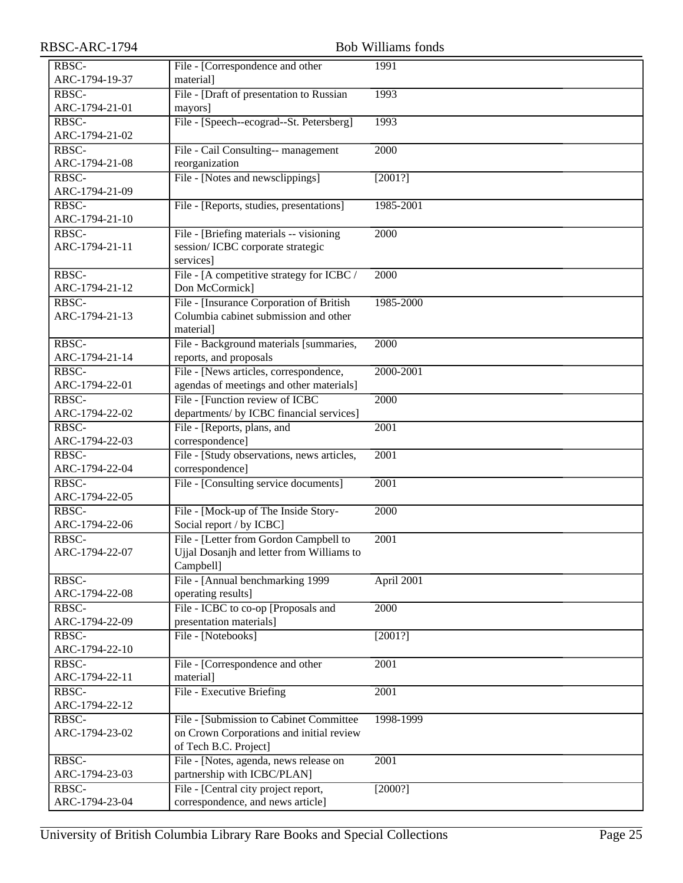| | | |
|---|---|---|
| RBSC-ARC-1794-19-37 | File - [Correspondence and other material] | 1991 |
| RBSC-ARC-1794-21-01 | File - [Draft of presentation to Russian mayors] | 1993 |
| RBSC-ARC-1794-21-02 | File - [Speech--ecograd--St. Petersberg] | 1993 |
| RBSC-ARC-1794-21-08 | File - Cail Consulting-- management reorganization | 2000 |
| RBSC-ARC-1794-21-09 | File - [Notes and newsclippings] | [2001?] |
| RBSC-ARC-1794-21-10 | File - [Reports, studies, presentations] | 1985-2001 |
| RBSC-ARC-1794-21-11 | File - [Briefing materials -- visioning session/ ICBC corporate strategic services] | 2000 |
| RBSC-ARC-1794-21-12 | File - [A competitive strategy for ICBC / Don McCormick] | 2000 |
| RBSC-ARC-1794-21-13 | File - [Insurance Corporation of British Columbia cabinet submission and other material] | 1985-2000 |
| RBSC-ARC-1794-21-14 | File - Background materials [summaries, reports, and proposals | 2000 |
| RBSC-ARC-1794-22-01 | File - [News articles, correspondence, agendas of meetings and other materials] | 2000-2001 |
| RBSC-ARC-1794-22-02 | File - [Function review of ICBC departments/ by ICBC financial services] | 2000 |
| RBSC-ARC-1794-22-03 | File - [Reports, plans, and correspondence] | 2001 |
| RBSC-ARC-1794-22-04 | File - [Study observations, news articles, correspondence] | 2001 |
| RBSC-ARC-1794-22-05 | File - [Consulting service documents] | 2001 |
| RBSC-ARC-1794-22-06 | File - [Mock-up of The Inside Story- Social report / by ICBC] | 2000 |
| RBSC-ARC-1794-22-07 | File - [Letter from Gordon Campbell to Ujjal Dosanjh and letter from Williams to Campbell] | 2001 |
| RBSC-ARC-1794-22-08 | File - [Annual benchmarking 1999 operating results] | April 2001 |
| RBSC-ARC-1794-22-09 | File - ICBC to co-op [Proposals and presentation materials] | 2000 |
| RBSC-ARC-1794-22-10 | File - [Notebooks] | [2001?] |
| RBSC-ARC-1794-22-11 | File - [Correspondence and other material] | 2001 |
| RBSC-ARC-1794-22-12 | File - Executive Briefing | 2001 |
| RBSC-ARC-1794-23-02 | File - [Submission to Cabinet Committee on Crown Corporations and initial review of Tech B.C. Project] | 1998-1999 |
| RBSC-ARC-1794-23-03 | File - [Notes, agenda, news release on partnership with ICBC/PLAN] | 2001 |
| RBSC-ARC-1794-23-04 | File - [Central city project report, correspondence, and news article] | [2000?] |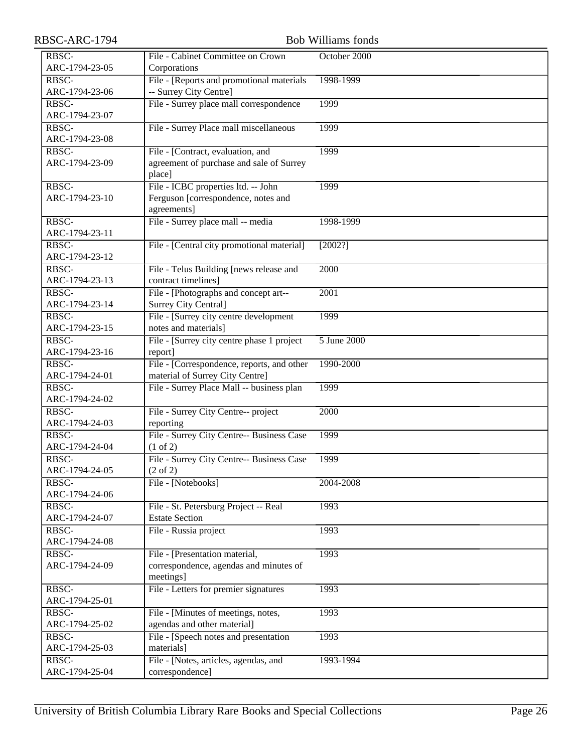| | | |
|---|---|---|
| RBSC-ARC-1794-23-05 | File - Cabinet Committee on Crown Corporations | October 2000 |
| RBSC-ARC-1794-23-06 | File - [Reports and promotional materials -- Surrey City Centre] | 1998-1999 |
| RBSC-ARC-1794-23-07 | File - Surrey place mall correspondence | 1999 |
| RBSC-ARC-1794-23-08 | File - Surrey Place mall miscellaneous | 1999 |
| RBSC-ARC-1794-23-09 | File - [Contract, evaluation, and agreement of purchase and sale of Surrey place] | 1999 |
| RBSC-ARC-1794-23-10 | File - ICBC properties ltd. -- John Ferguson [correspondence, notes and agreements] | 1999 |
| RBSC-ARC-1794-23-11 | File - Surrey place mall -- media | 1998-1999 |
| RBSC-ARC-1794-23-12 | File - [Central city promotional material] | [2002?] |
| RBSC-ARC-1794-23-13 | File - Telus Building [news release and contract timelines] | 2000 |
| RBSC-ARC-1794-23-14 | File - [Photographs and concept art-- Surrey City Central] | 2001 |
| RBSC-ARC-1794-23-15 | File - [Surrey city centre development notes and materials] | 1999 |
| RBSC-ARC-1794-23-16 | File - [Surrey city centre phase 1 project report] | 5 June 2000 |
| RBSC-ARC-1794-24-01 | File - [Correspondence, reports, and other material of Surrey City Centre] | 1990-2000 |
| RBSC-ARC-1794-24-02 | File - Surrey Place Mall -- business plan | 1999 |
| RBSC-ARC-1794-24-03 | File - Surrey City Centre-- project reporting | 2000 |
| RBSC-ARC-1794-24-04 | File - Surrey City Centre-- Business Case (1 of 2) | 1999 |
| RBSC-ARC-1794-24-05 | File - Surrey City Centre-- Business Case (2 of 2) | 1999 |
| RBSC-ARC-1794-24-06 | File - [Notebooks] | 2004-2008 |
| RBSC-ARC-1794-24-07 | File - St. Petersburg Project -- Real Estate Section | 1993 |
| RBSC-ARC-1794-24-08 | File - Russia project | 1993 |
| RBSC-ARC-1794-24-09 | File - [Presentation material, correspondence, agendas and minutes of meetings] | 1993 |
| RBSC-ARC-1794-25-01 | File - Letters for premier signatures | 1993 |
| RBSC-ARC-1794-25-02 | File - [Minutes of meetings, notes, agendas and other material] | 1993 |
| RBSC-ARC-1794-25-03 | File - [Speech notes and presentation materials] | 1993 |
| RBSC-ARC-1794-25-04 | File - [Notes, articles, agendas, and correspondence] | 1993-1994 |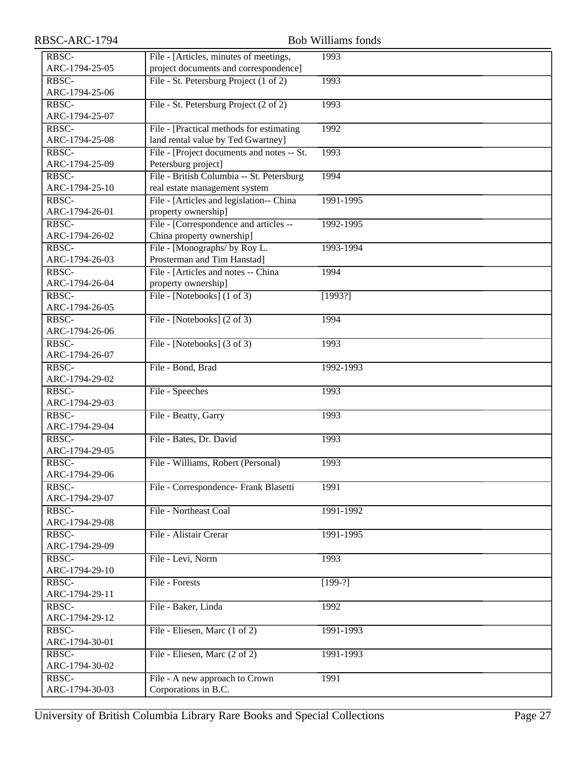| | | |
|---|---|---|
| RBSC-ARC-1794-25-05 | File - [Articles, minutes of meetings, project documents and correspondence] | 1993 |
| RBSC-ARC-1794-25-06 | File - St. Petersburg Project (1 of 2) | 1993 |
| RBSC-ARC-1794-25-07 | File - St. Petersburg Project (2 of 2) | 1993 |
| RBSC-ARC-1794-25-08 | File - [Practical methods for estimating land rental value by Ted Gwartney] | 1992 |
| RBSC-ARC-1794-25-09 | File - [Project documents and notes -- St. Petersburg project] | 1993 |
| RBSC-ARC-1794-25-10 | File - British Columbia -- St. Petersburg real estate management system | 1994 |
| RBSC-ARC-1794-26-01 | File - [Articles and legislation-- China property ownership] | 1991-1995 |
| RBSC-ARC-1794-26-02 | File - [Correspondence and articles -- China property ownership] | 1992-1995 |
| RBSC-ARC-1794-26-03 | File - [Monographs/ by Roy L. Prosterman and Tim Hanstad] | 1993-1994 |
| RBSC-ARC-1794-26-04 | File - [Articles and notes -- China property ownership] | 1994 |
| RBSC-ARC-1794-26-05 | File - [Notebooks] (1 of 3) | [1993?] |
| RBSC-ARC-1794-26-06 | File - [Notebooks] (2 of 3) | 1994 |
| RBSC-ARC-1794-26-07 | File - [Notebooks] (3 of 3) | 1993 |
| RBSC-ARC-1794-29-02 | File - Bond, Brad | 1992-1993 |
| RBSC-ARC-1794-29-03 | File - Speeches | 1993 |
| RBSC-ARC-1794-29-04 | File - Beatty, Garry | 1993 |
| RBSC-ARC-1794-29-05 | File - Bates, Dr. David | 1993 |
| RBSC-ARC-1794-29-06 | File - Williams, Robert (Personal) | 1993 |
| RBSC-ARC-1794-29-07 | File - Correspondence- Frank Blasetti | 1991 |
| RBSC-ARC-1794-29-08 | File - Northeast Coal | 1991-1992 |
| RBSC-ARC-1794-29-09 | File - Alistair Crerar | 1991-1995 |
| RBSC-ARC-1794-29-10 | File - Levi, Norm | 1993 |
| RBSC-ARC-1794-29-11 | File - Forests | [199-?] |
| RBSC-ARC-1794-29-12 | File - Baker, Linda | 1992 |
| RBSC-ARC-1794-30-01 | File - Eliesen, Marc (1 of 2) | 1991-1993 |
| RBSC-ARC-1794-30-02 | File - Eliesen, Marc (2 of 2) | 1991-1993 |
| RBSC-ARC-1794-30-03 | File - A new approach to Crown Corporations in B.C. | 1991 |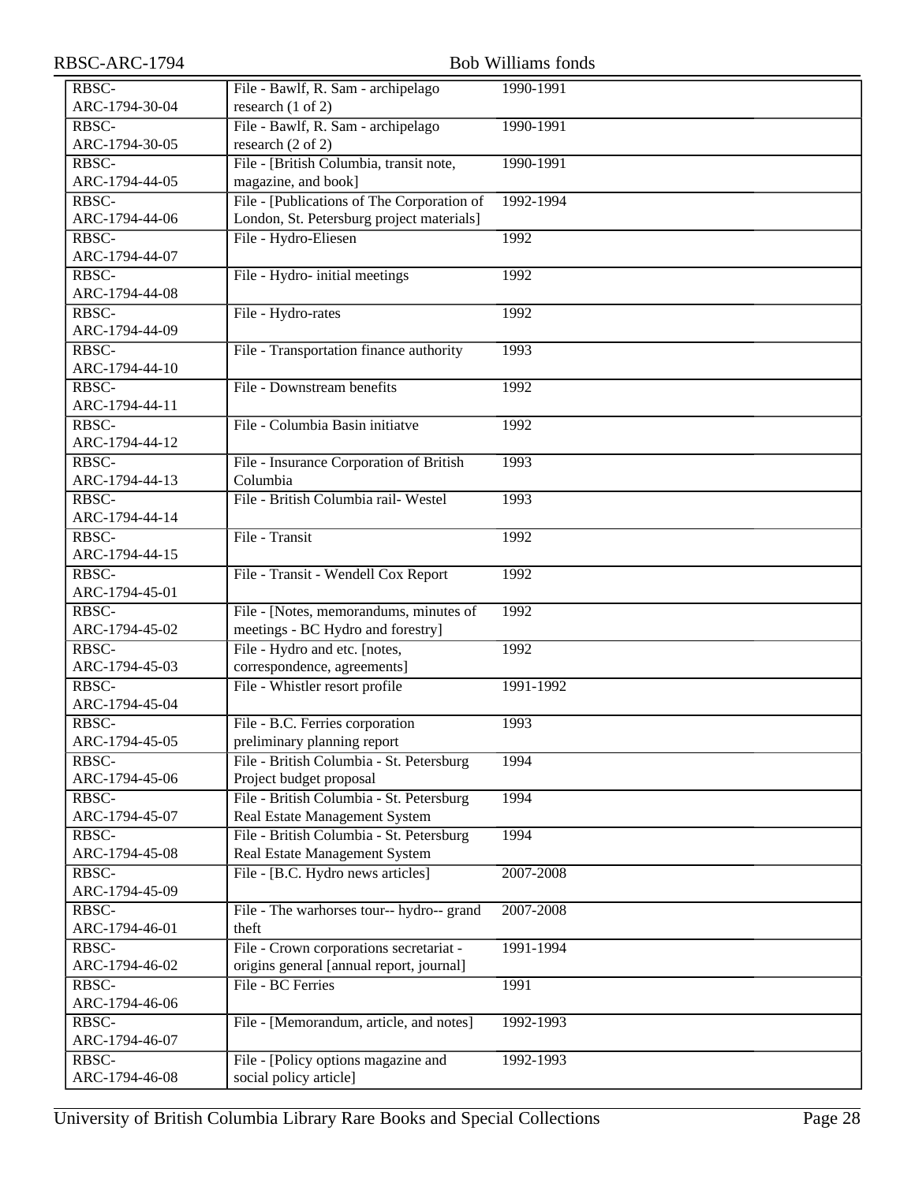| | | |
|---|---|---|
| RBSC-ARC-1794-30-04 | File - Bawlf, R. Sam - archipelago research (1 of 2) | 1990-1991 |
| RBSC-ARC-1794-30-05 | File - Bawlf, R. Sam - archipelago research (2 of 2) | 1990-1991 |
| RBSC-ARC-1794-44-05 | File - [British Columbia, transit note, magazine, and book] | 1990-1991 |
| RBSC-ARC-1794-44-06 | File - [Publications of The Corporation of London, St. Petersburg project materials] | 1992-1994 |
| RBSC-ARC-1794-44-07 | File - Hydro-Eliesen | 1992 |
| RBSC-ARC-1794-44-08 | File - Hydro- initial meetings | 1992 |
| RBSC-ARC-1794-44-09 | File - Hydro-rates | 1992 |
| RBSC-ARC-1794-44-10 | File - Transportation finance authority | 1993 |
| RBSC-ARC-1794-44-11 | File - Downstream benefits | 1992 |
| RBSC-ARC-1794-44-12 | File - Columbia Basin initiatve | 1992 |
| RBSC-ARC-1794-44-13 | File - Insurance Corporation of British Columbia | 1993 |
| RBSC-ARC-1794-44-14 | File - British Columbia rail- Westel | 1993 |
| RBSC-ARC-1794-44-15 | File - Transit | 1992 |
| RBSC-ARC-1794-45-01 | File - Transit - Wendell Cox Report | 1992 |
| RBSC-ARC-1794-45-02 | File - [Notes, memorandums, minutes of meetings - BC Hydro and forestry] | 1992 |
| RBSC-ARC-1794-45-03 | File - Hydro and etc. [notes, correspondence, agreements] | 1992 |
| RBSC-ARC-1794-45-04 | File - Whistler resort profile | 1991-1992 |
| RBSC-ARC-1794-45-05 | File - B.C. Ferries corporation preliminary planning report | 1993 |
| RBSC-ARC-1794-45-06 | File - British Columbia - St. Petersburg Project budget proposal | 1994 |
| RBSC-ARC-1794-45-07 | File - British Columbia - St. Petersburg Real Estate Management System | 1994 |
| RBSC-ARC-1794-45-08 | File - British Columbia - St. Petersburg Real Estate Management System | 1994 |
| RBSC-ARC-1794-45-09 | File - [B.C. Hydro news articles] | 2007-2008 |
| RBSC-ARC-1794-46-01 | File - The warhorses tour-- hydro-- grand theft | 2007-2008 |
| RBSC-ARC-1794-46-02 | File - Crown corporations secretariat - origins general [annual report, journal] | 1991-1994 |
| RBSC-ARC-1794-46-06 | File - BC Ferries | 1991 |
| RBSC-ARC-1794-46-07 | File - [Memorandum, article, and notes] | 1992-1993 |
| RBSC-ARC-1794-46-08 | File - [Policy options magazine and social policy article] | 1992-1993 |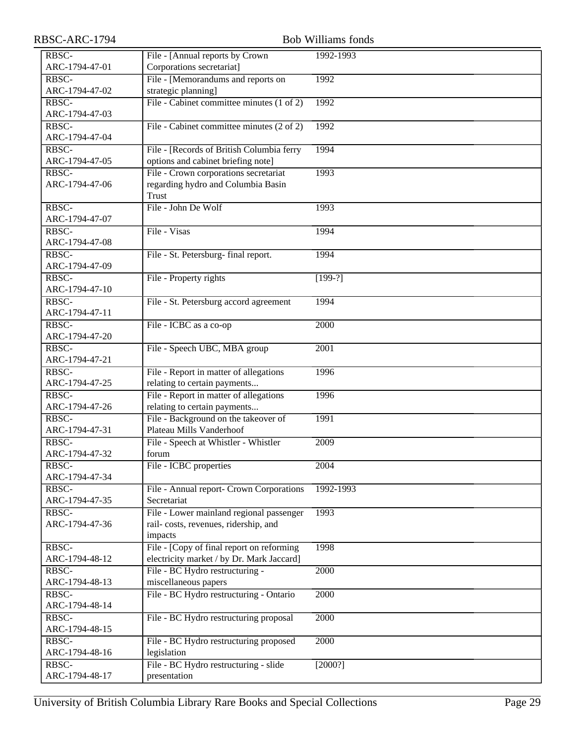| | | |
|---|---|---|
| RBSC-ARC-1794-47-01 | File - [Annual reports by Crown Corporations secretariat] | 1992-1993 |
| RBSC-ARC-1794-47-02 | File - [Memorandums and reports on strategic planning] | 1992 |
| RBSC-ARC-1794-47-03 | File - Cabinet committee minutes (1 of 2) | 1992 |
| RBSC-ARC-1794-47-04 | File - Cabinet committee minutes (2 of 2) | 1992 |
| RBSC-ARC-1794-47-05 | File - [Records of British Columbia ferry options and cabinet briefing note] | 1994 |
| RBSC-ARC-1794-47-06 | File - Crown corporations secretariat regarding hydro and Columbia Basin Trust | 1993 |
| RBSC-ARC-1794-47-07 | File - John De Wolf | 1993 |
| RBSC-ARC-1794-47-08 | File - Visas | 1994 |
| RBSC-ARC-1794-47-09 | File - St. Petersburg- final report. | 1994 |
| RBSC-ARC-1794-47-10 | File - Property rights | [199-?] |
| RBSC-ARC-1794-47-11 | File - St. Petersburg accord agreement | 1994 |
| RBSC-ARC-1794-47-20 | File - ICBC as a co-op | 2000 |
| RBSC-ARC-1794-47-21 | File - Speech UBC, MBA group | 2001 |
| RBSC-ARC-1794-47-25 | File - Report in matter of allegations relating to certain payments... | 1996 |
| RBSC-ARC-1794-47-26 | File - Report in matter of allegations relating to certain payments... | 1996 |
| RBSC-ARC-1794-47-31 | File - Background on the takeover of Plateau Mills Vanderhoof | 1991 |
| RBSC-ARC-1794-47-32 | File - Speech at Whistler - Whistler forum | 2009 |
| RBSC-ARC-1794-47-34 | File - ICBC properties | 2004 |
| RBSC-ARC-1794-47-35 | File - Annual report- Crown Corporations Secretariat | 1992-1993 |
| RBSC-ARC-1794-47-36 | File - Lower mainland regional passenger rail- costs, revenues, ridership, and impacts | 1993 |
| RBSC-ARC-1794-48-12 | File - [Copy of final report on reforming electricity market / by Dr. Mark Jaccard] | 1998 |
| RBSC-ARC-1794-48-13 | File - BC Hydro restructuring - miscellaneous papers | 2000 |
| RBSC-ARC-1794-48-14 | File - BC Hydro restructuring - Ontario | 2000 |
| RBSC-ARC-1794-48-15 | File - BC Hydro restructuring proposal | 2000 |
| RBSC-ARC-1794-48-16 | File - BC Hydro restructuring proposed legislation | 2000 |
| RBSC-ARC-1794-48-17 | File - BC Hydro restructuring - slide presentation | [2000?] |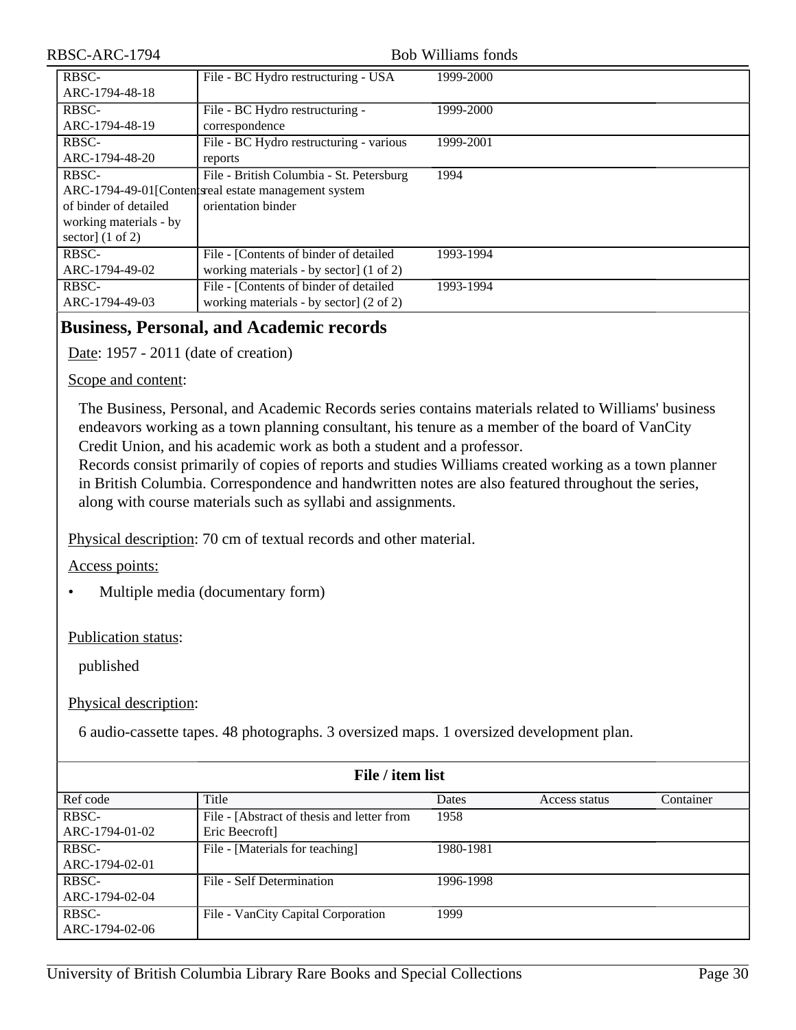| | | | | |
|---|---|---|---|---|
| RBSC-ARC-1794-48-18 | File - BC Hydro restructuring - USA | 1999-2000 | | |
| RBSC-ARC-1794-48-19 | File - BC Hydro restructuring - correspondence | 1999-2000 | | |
| RBSC-ARC-1794-48-20 | File - BC Hydro restructuring - various reports | 1999-2001 | | |
| RBSC-ARC-1794-49-01[Contents of binder of detailed working materials - by sector] (1 of 2) | File - British Columbia - St. Petersburg real estate management system orientation binder | 1994 | | |
| RBSC-ARC-1794-49-02 | File - [Contents of binder of detailed working materials - by sector] (1 of 2) | 1993-1994 | | |
| RBSC-ARC-1794-49-03 | File - [Contents of binder of detailed working materials - by sector] (2 of 2) | 1993-1994 | | |

## Business, Personal, and Academic records

Date: 1957 - 2011 (date of creation)

Scope and content:

The Business, Personal, and Academic Records series contains materials related to Williams' business endeavors working as a town planning consultant, his tenure as a member of the board of VanCity Credit Union, and his academic work as both a student and a professor.
Records consist primarily of copies of reports and studies Williams created working as a town planner in British Columbia. Correspondence and handwritten notes are also featured throughout the series, along with course materials such as syllabi and assignments.

Physical description: 70 cm of textual records and other material.

Access points:

- Multiple media (documentary form)

Publication status:

published

Physical description:

6 audio-cassette tapes. 48 photographs. 3 oversized maps. 1 oversized development plan.

**File / item list**

| Ref code | Title | Dates | Access status | Container |
|---|---|---|---|---|
| RBSC-ARC-1794-01-02 | File - [Abstract of thesis and letter from Eric Beecroft] | 1958 | | |
| RBSC-ARC-1794-02-01 | File - [Materials for teaching] | 1980-1981 | | |
| RBSC-ARC-1794-02-04 | File - Self Determination | 1996-1998 | | |
| RBSC-ARC-1794-02-06 | File - VanCity Capital Corporation | 1999 | | |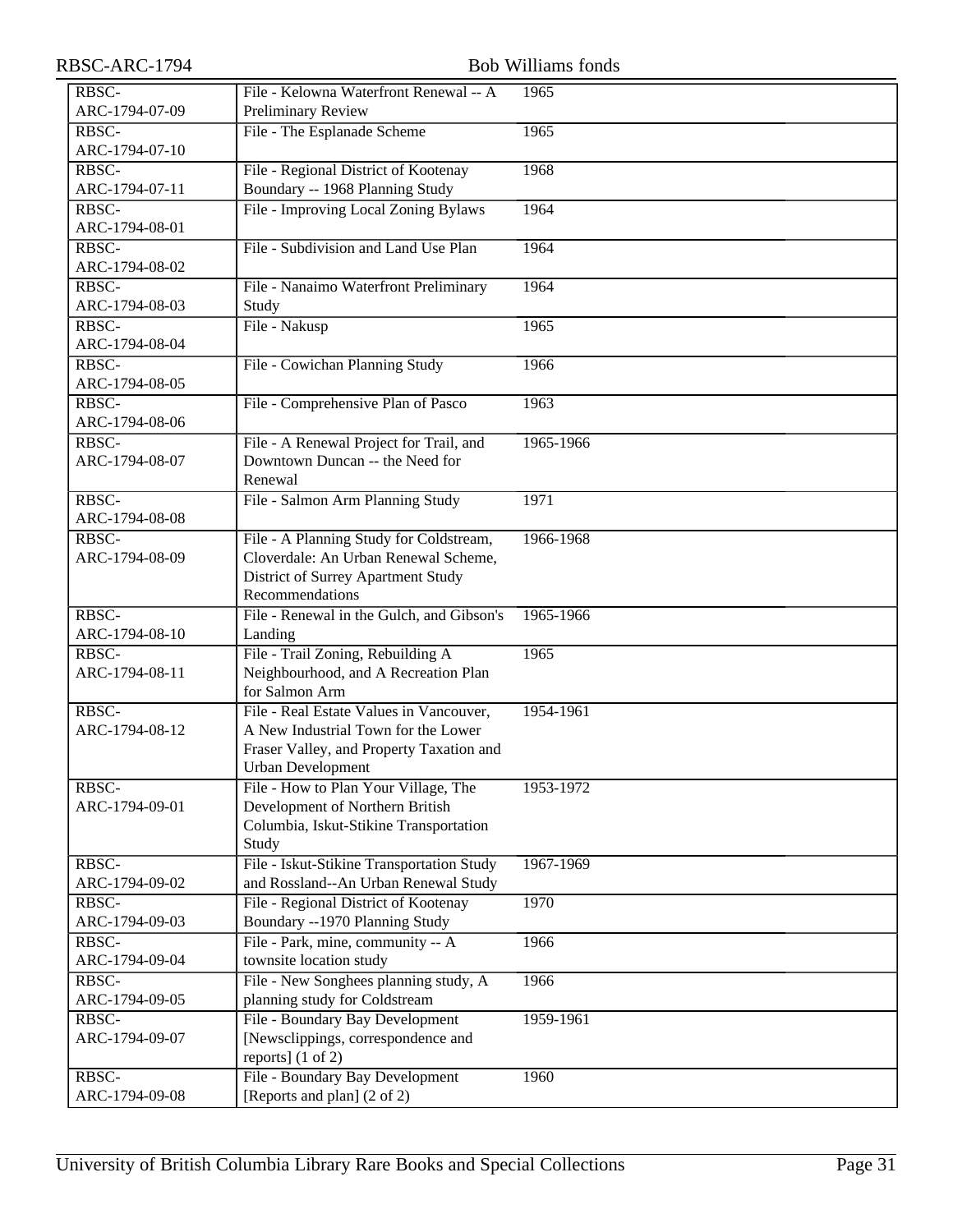| | | |
|---|---|---|
| RBSC-ARC-1794-07-09 | File - Kelowna Waterfront Renewal -- A Preliminary Review | 1965 |
| RBSC-ARC-1794-07-10 | File - The Esplanade Scheme | 1965 |
| RBSC-ARC-1794-07-11 | File - Regional District of Kootenay Boundary -- 1968 Planning Study | 1968 |
| RBSC-ARC-1794-08-01 | File - Improving Local Zoning Bylaws | 1964 |
| RBSC-ARC-1794-08-02 | File - Subdivision and Land Use Plan | 1964 |
| RBSC-ARC-1794-08-03 | File - Nanaimo Waterfront Preliminary Study | 1964 |
| RBSC-ARC-1794-08-04 | File - Nakusp | 1965 |
| RBSC-ARC-1794-08-05 | File - Cowichan Planning Study | 1966 |
| RBSC-ARC-1794-08-06 | File - Comprehensive Plan of Pasco | 1963 |
| RBSC-ARC-1794-08-07 | File - A Renewal Project for Trail, and Downtown Duncan -- the Need for Renewal | 1965-1966 |
| RBSC-ARC-1794-08-08 | File - Salmon Arm Planning Study | 1971 |
| RBSC-ARC-1794-08-09 | File - A Planning Study for Coldstream, Cloverdale: An Urban Renewal Scheme, District of Surrey Apartment Study Recommendations | 1966-1968 |
| RBSC-ARC-1794-08-10 | File - Renewal in the Gulch, and Gibson's Landing | 1965-1966 |
| RBSC-ARC-1794-08-11 | File - Trail Zoning, Rebuilding A Neighbourhood, and A Recreation Plan for Salmon Arm | 1965 |
| RBSC-ARC-1794-08-12 | File - Real Estate Values in Vancouver, A New Industrial Town for the Lower Fraser Valley, and Property Taxation and Urban Development | 1954-1961 |
| RBSC-ARC-1794-09-01 | File - How to Plan Your Village, The Development of Northern British Columbia, Iskut-Stikine Transportation Study | 1953-1972 |
| RBSC-ARC-1794-09-02 | File - Iskut-Stikine Transportation Study and Rossland--An Urban Renewal Study | 1967-1969 |
| RBSC-ARC-1794-09-03 | File - Regional District of Kootenay Boundary --1970 Planning Study | 1970 |
| RBSC-ARC-1794-09-04 | File - Park, mine, community -- A townsite location study | 1966 |
| RBSC-ARC-1794-09-05 | File - New Songhees planning study, A planning study for Coldstream | 1966 |
| RBSC-ARC-1794-09-07 | File - Boundary Bay Development [Newsclippings, correspondence and reports] (1 of 2) | 1959-1961 |
| RBSC-ARC-1794-09-08 | File - Boundary Bay Development [Reports and plan] (2 of 2) | 1960 |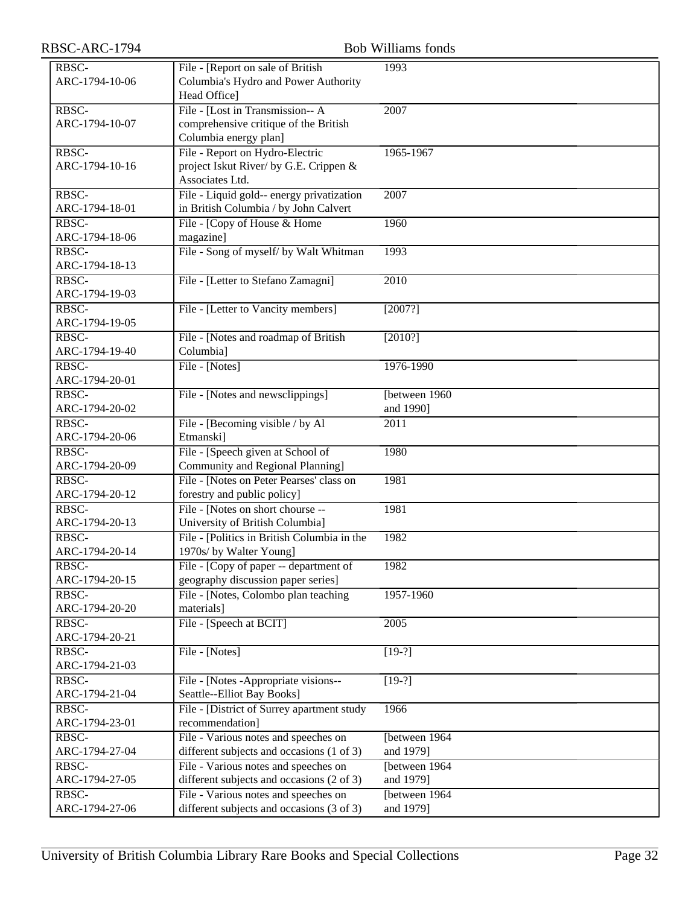| | | |
|---|---|---|
| RBSC-ARC-1794-10-06 | File - [Report on sale of British Columbia's Hydro and Power Authority Head Office] | 1993 |
| RBSC-ARC-1794-10-07 | File - [Lost in Transmission-- A comprehensive critique of the British Columbia energy plan] | 2007 |
| RBSC-ARC-1794-10-16 | File - Report on Hydro-Electric project Iskut River/ by G.E. Crippen & Associates Ltd. | 1965-1967 |
| RBSC-ARC-1794-18-01 | File - Liquid gold-- energy privatization in British Columbia / by John Calvert | 2007 |
| RBSC-ARC-1794-18-06 | File - [Copy of House & Home magazine] | 1960 |
| RBSC-ARC-1794-18-13 | File - Song of myself/ by Walt Whitman | 1993 |
| RBSC-ARC-1794-19-03 | File - [Letter to Stefano Zamagni] | 2010 |
| RBSC-ARC-1794-19-05 | File - [Letter to Vancity members] | [2007?] |
| RBSC-ARC-1794-19-40 | File - [Notes and roadmap of British Columbia] | [2010?] |
| RBSC-ARC-1794-20-01 | File - [Notes] | 1976-1990 |
| RBSC-ARC-1794-20-02 | File - [Notes and newsclippings] | [between 1960 and 1990] |
| RBSC-ARC-1794-20-06 | File - [Becoming visible / by Al Etmanski] | 2011 |
| RBSC-ARC-1794-20-09 | File - [Speech given at School of Community and Regional Planning] | 1980 |
| RBSC-ARC-1794-20-12 | File - [Notes on Peter Pearses' class on forestry and public policy] | 1981 |
| RBSC-ARC-1794-20-13 | File - [Notes on short chourse -- University of British Columbia] | 1981 |
| RBSC-ARC-1794-20-14 | File - [Politics in British Columbia in the 1970s/ by Walter Young] | 1982 |
| RBSC-ARC-1794-20-15 | File - [Copy of paper -- department of geography discussion paper series] | 1982 |
| RBSC-ARC-1794-20-20 | File - [Notes, Colombo plan teaching materials] | 1957-1960 |
| RBSC-ARC-1794-20-21 | File - [Speech at BCIT] | 2005 |
| RBSC-ARC-1794-21-03 | File - [Notes] | [19-?] |
| RBSC-ARC-1794-21-04 | File - [Notes -Appropriate visions-- Seattle--Elliot Bay Books] | [19-?] |
| RBSC-ARC-1794-23-01 | File - [District of Surrey apartment study recommendation] | 1966 |
| RBSC-ARC-1794-27-04 | File - Various notes and speeches on different subjects and occasions (1 of 3) | [between 1964 and 1979] |
| RBSC-ARC-1794-27-05 | File - Various notes and speeches on different subjects and occasions (2 of 3) | [between 1964 and 1979] |
| RBSC-ARC-1794-27-06 | File - Various notes and speeches on different subjects and occasions (3 of 3) | [between 1964 and 1979] |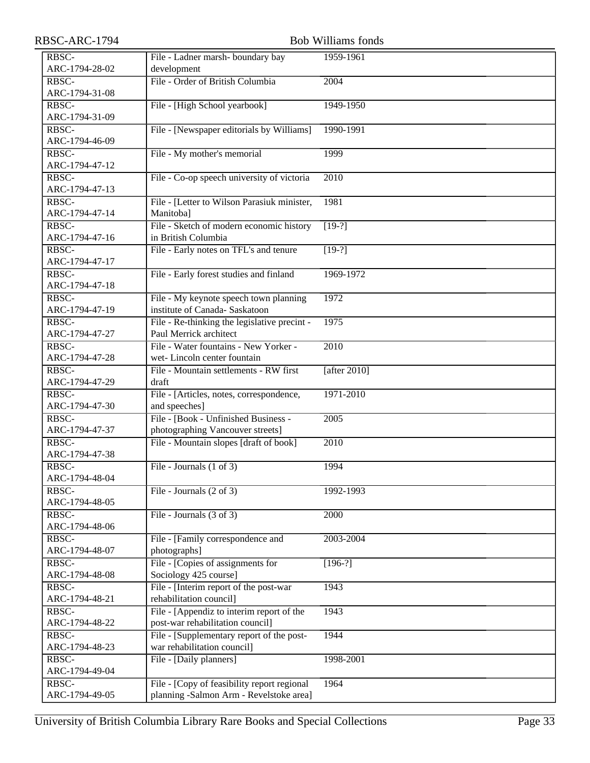| | | |
|---|---|---|
| RBSC-ARC-1794-28-02 | File - Ladner marsh- boundary bay development | 1959-1961 |
| RBSC-ARC-1794-31-08 | File - Order of British Columbia | 2004 |
| RBSC-ARC-1794-31-09 | File - [High School yearbook] | 1949-1950 |
| RBSC-ARC-1794-46-09 | File - [Newspaper editorials by Williams] | 1990-1991 |
| RBSC-ARC-1794-47-12 | File - My mother's memorial | 1999 |
| RBSC-ARC-1794-47-13 | File - Co-op speech university of victoria | 2010 |
| RBSC-ARC-1794-47-14 | File - [Letter to Wilson Parasiuk minister, Manitoba] | 1981 |
| RBSC-ARC-1794-47-16 | File - Sketch of modern economic history in British Columbia | [19-?] |
| RBSC-ARC-1794-47-17 | File - Early notes on TFL's and tenure | [19-?] |
| RBSC-ARC-1794-47-18 | File - Early forest studies and finland | 1969-1972 |
| RBSC-ARC-1794-47-19 | File - My keynote speech town planning institute of Canada- Saskatoon | 1972 |
| RBSC-ARC-1794-47-27 | File - Re-thinking the legislative precint - Paul Merrick architect | 1975 |
| RBSC-ARC-1794-47-28 | File - Water fountains - New Yorker - wet- Lincoln center fountain | 2010 |
| RBSC-ARC-1794-47-29 | File - Mountain settlements - RW first draft | [after 2010] |
| RBSC-ARC-1794-47-30 | File - [Articles, notes, correspondence, and speeches] | 1971-2010 |
| RBSC-ARC-1794-47-37 | File - [Book - Unfinished Business - photographing Vancouver streets] | 2005 |
| RBSC-ARC-1794-47-38 | File - Mountain slopes [draft of book] | 2010 |
| RBSC-ARC-1794-48-04 | File - Journals (1 of 3) | 1994 |
| RBSC-ARC-1794-48-05 | File - Journals (2 of 3) | 1992-1993 |
| RBSC-ARC-1794-48-06 | File - Journals (3 of 3) | 2000 |
| RBSC-ARC-1794-48-07 | File - [Family correspondence and photographs] | 2003-2004 |
| RBSC-ARC-1794-48-08 | File - [Copies of assignments for Sociology 425 course] | [196-?] |
| RBSC-ARC-1794-48-21 | File - [Interim report of the post-war rehabilitation council] | 1943 |
| RBSC-ARC-1794-48-22 | File - [Appendiz to interim report of the post-war rehabilitation council] | 1943 |
| RBSC-ARC-1794-48-23 | File - [Supplementary report of the post-war rehabilitation council] | 1944 |
| RBSC-ARC-1794-49-04 | File - [Daily planners] | 1998-2001 |
| RBSC-ARC-1794-49-05 | File - [Copy of feasibility report regional planning -Salmon Arm - Revelstoke area] | 1964 |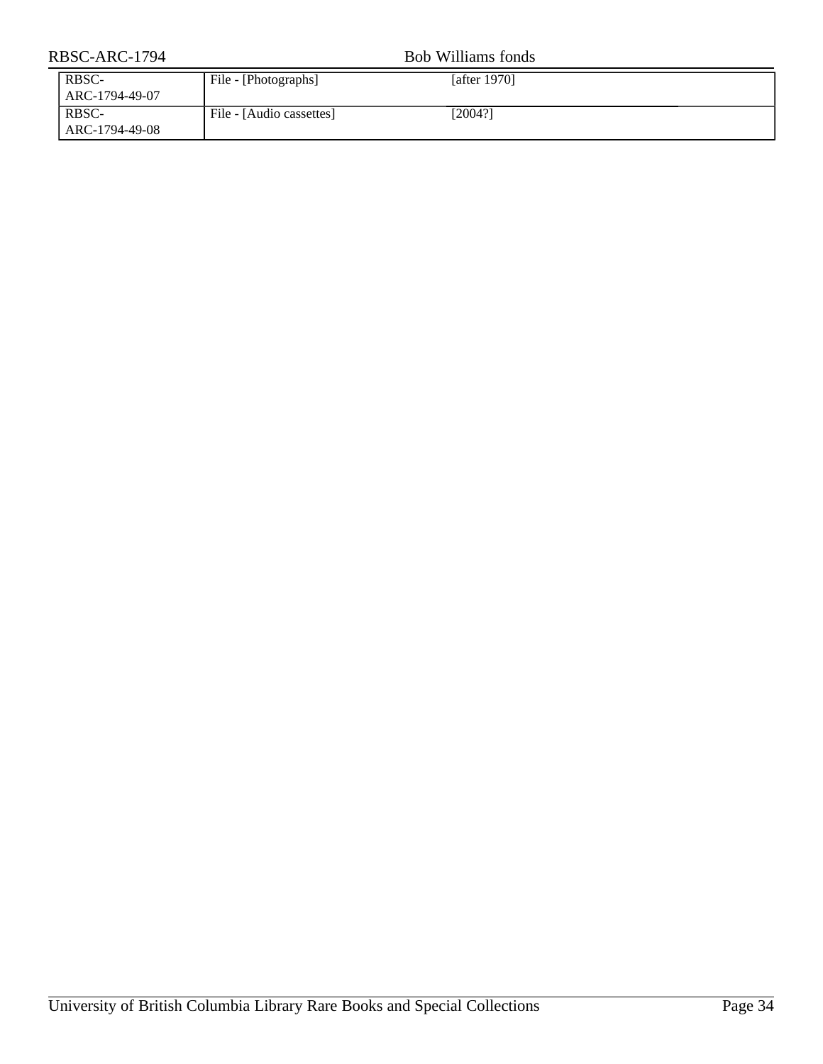| | | |
|---|---|---|
| RBSC-ARC-1794-49-07 | File - [Photographs] | [after 1970] |
| RBSC-ARC-1794-49-08 | File - [Audio cassettes] | [2004?] |